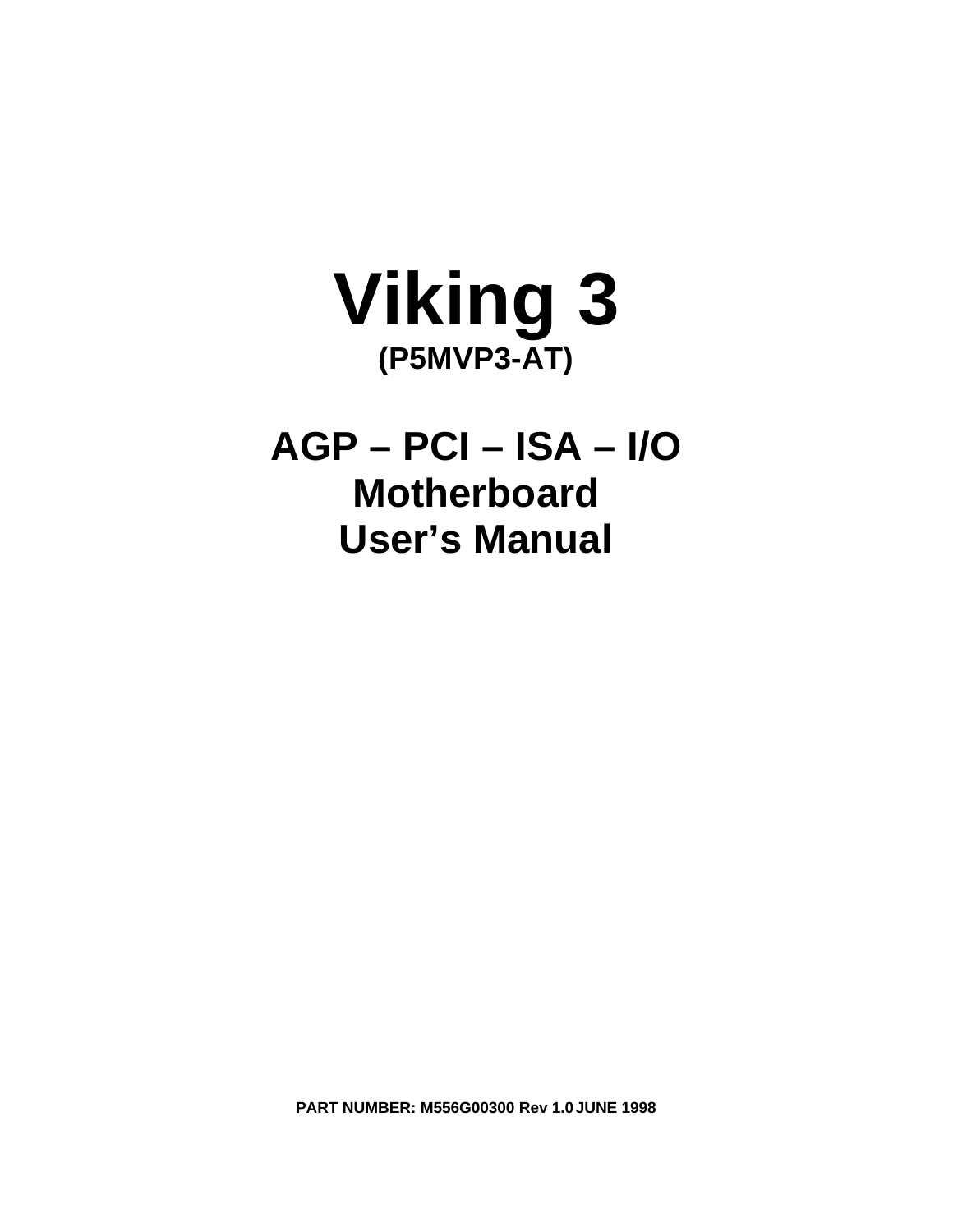# Viking 3

## (P5MVP3-AT)

# AGP – PCI – ISA – I/O
# Motherboard
# User's Manual

**PART NUMBER: M556G00300 Rev 1.0 JUNE 1998**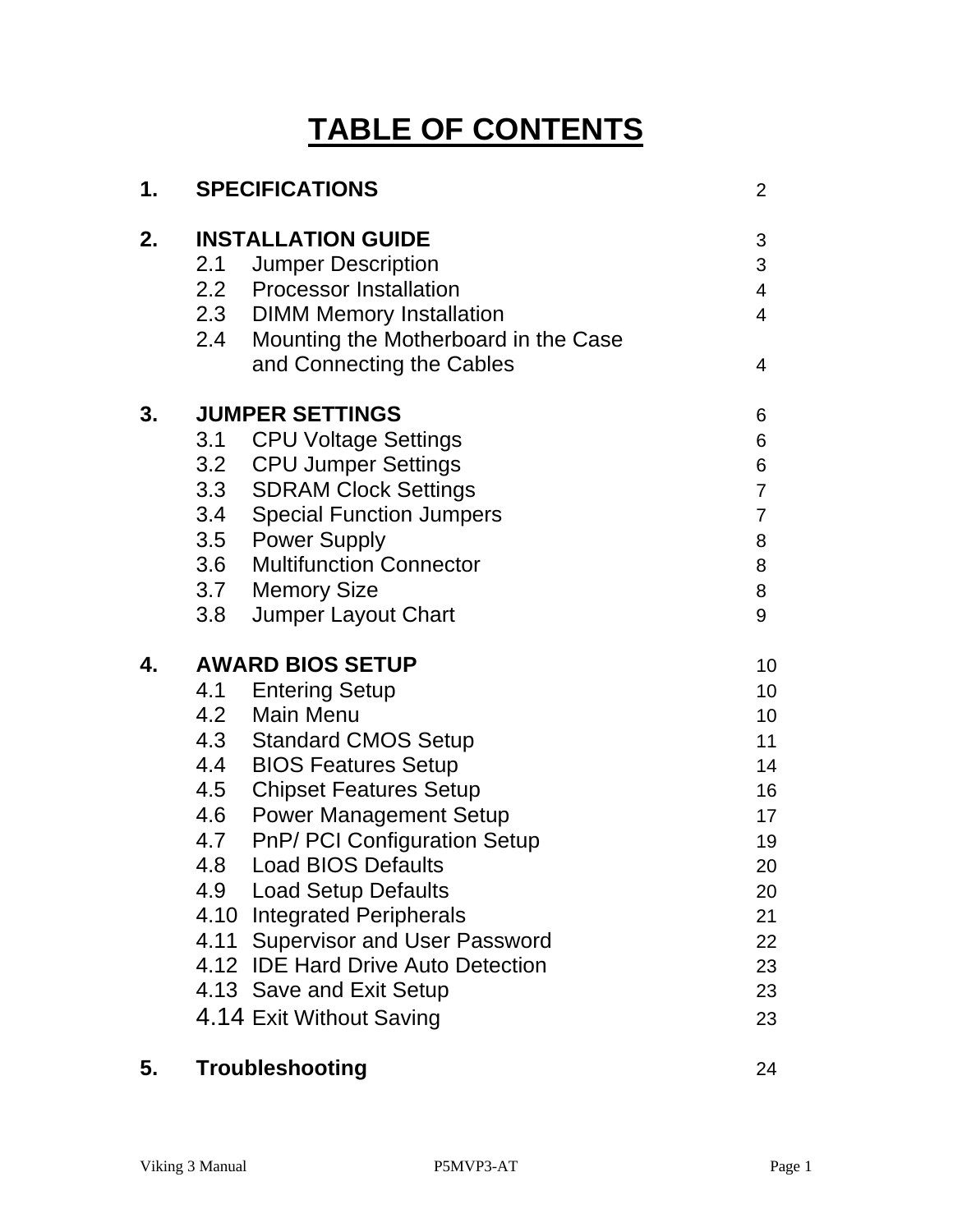# TABLE OF CONTENTS

| | | Page |
|---|---|---|
| **1.** | **SPECIFICATIONS** | 2 |
| **2.** | **INSTALLATION GUIDE** | 3 |
| | 2.1 Jumper Description | 3 |
| | 2.2 Processor Installation | 4 |
| | 2.3 DIMM Memory Installation | 4 |
| | 2.4 Mounting the Motherboard in the Case and Connecting the Cables | 4 |
| **3.** | **JUMPER SETTINGS** | 6 |
| | 3.1 CPU Voltage Settings | 6 |
| | 3.2 CPU Jumper Settings | 6 |
| | 3.3 SDRAM Clock Settings | 7 |
| | 3.4 Special Function Jumpers | 7 |
| | 3.5 Power Supply | 8 |
| | 3.6 Multifunction Connector | 8 |
| | 3.7 Memory Size | 8 |
| | 3.8 Jumper Layout Chart | 9 |
| **4.** | **AWARD BIOS SETUP** | 10 |
| | 4.1 Entering Setup | 10 |
| | 4.2 Main Menu | 10 |
| | 4.3 Standard CMOS Setup | 11 |
| | 4.4 BIOS Features Setup | 14 |
| | 4.5 Chipset Features Setup | 16 |
| | 4.6 Power Management Setup | 17 |
| | 4.7 PnP/ PCI Configuration Setup | 19 |
| | 4.8 Load BIOS Defaults | 20 |
| | 4.9 Load Setup Defaults | 20 |
| | 4.10 Integrated Peripherals | 21 |
| | 4.11 Supervisor and User Password | 22 |
| | 4.12 IDE Hard Drive Auto Detection | 23 |
| | 4.13 Save and Exit Setup | 23 |
| | 4.14 Exit Without Saving | 23 |
| **5.** | **Troubleshooting** | 24 |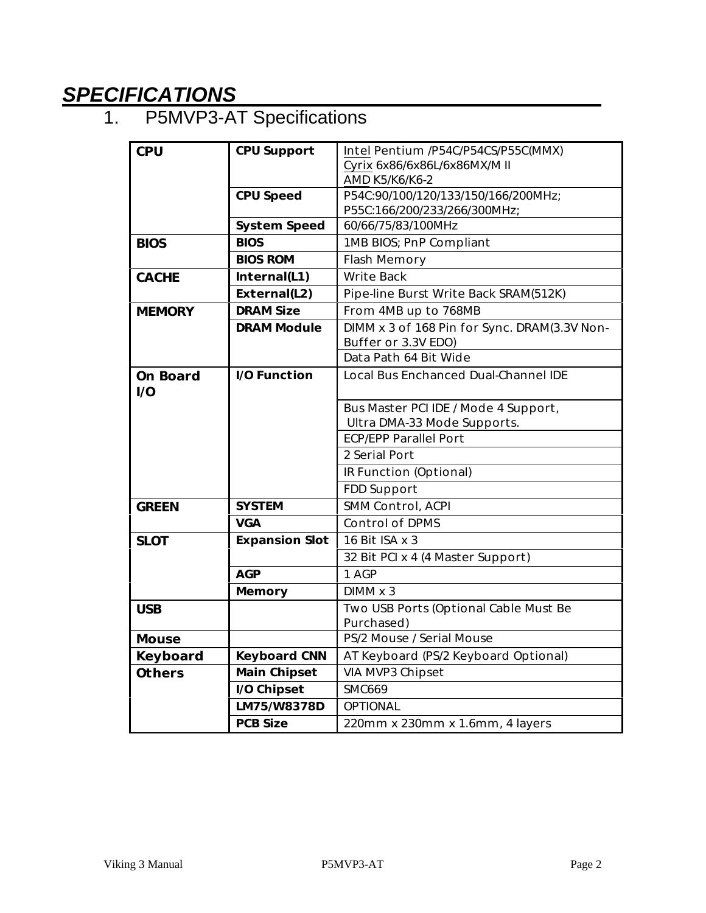# SPECIFICATIONS

## 1. P5MVP3-AT Specifications

| | | |
|---|---|---|
| **CPU** | **CPU Support** | Intel Pentium /P54C/P54CS/P55C(MMX)<br>Cyrix 6x86/6x86L/6x86MX/M II<br>AMD K5/K6/K6-2 |
| | **CPU Speed** | P54C:90/100/120/133/150/166/200MHz;<br>P55C:166/200/233/266/300MHz; |
| | **System Speed** | 60/66/75/83/100MHz |
| **BIOS** | **BIOS** | 1MB BIOS; PnP Compliant |
| | **BIOS ROM** | Flash Memory |
| **CACHE** | **Internal(L1)** | Write Back |
| | **External(L2)** | Pipe-line Burst Write Back SRAM(512K) |
| **MEMORY** | **DRAM Size** | From 4MB up to 768MB |
| | **DRAM Module** | DIMM x 3 of 168 Pin for Sync. DRAM(3.3V Non-Buffer or 3.3V EDO) |
| | | Data Path 64 Bit Wide |
| **On Board I/O** | **I/O Function** | Local Bus Enchanced Dual-Channel IDE |
| | | Bus Master PCI IDE / Mode 4 Support, Ultra DMA-33 Mode Supports. |
| | | ECP/EPP Parallel Port |
| | | 2 Serial Port |
| | | IR Function (Optional) |
| | | FDD Support |
| **GREEN** | **SYSTEM** | SMM Control, ACPI |
| | **VGA** | Control of DPMS |
| **SLOT** | **Expansion Slot** | 16 Bit ISA x 3 |
| | | 32 Bit PCI x 4 (4 Master Support) |
| | **AGP** | 1 AGP |
| | **Memory** | DIMM x 3 |
| **USB** | | Two USB Ports (Optional Cable Must Be Purchased) |
| **Mouse** | | PS/2 Mouse / Serial Mouse |
| **Keyboard** | **Keyboard CNN** | AT Keyboard (PS/2 Keyboard Optional) |
| **Others** | **Main Chipset** | VIA MVP3 Chipset |
| | **I/O Chipset** | SMC669 |
| | **LM75/W8378D** | OPTIONAL |
| | **PCB Size** | 220mm x 230mm x 1.6mm, 4 layers |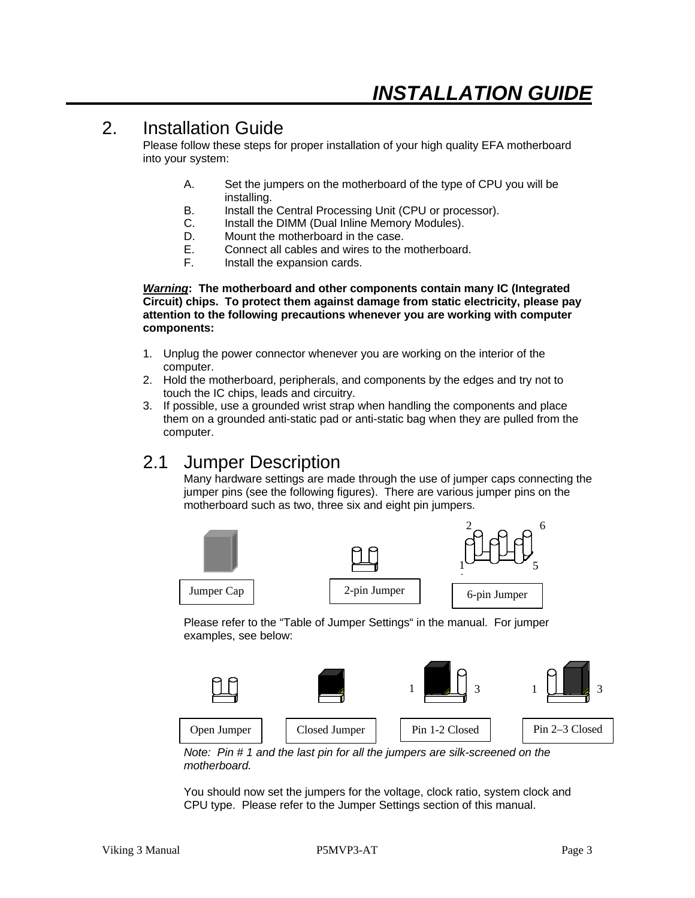## 2. Installation Guide

Please follow these steps for proper installation of your high quality EFA motherboard into your system:

A. Set the jumpers on the motherboard of the type of CPU you will be installing.
B. Install the Central Processing Unit (CPU or processor).
C. Install the DIMM (Dual Inline Memory Modules).
D. Mount the motherboard in the case.
E. Connect all cables and wires to the motherboard.
F. Install the expansion cards.

***Warning*: The motherboard and other components contain many IC (Integrated Circuit) chips. To protect them against damage from static electricity, please pay attention to the following precautions whenever you are working with computer components:**

1. Unplug the power connector whenever you are working on the interior of the computer.
2. Hold the motherboard, peripherals, and components by the edges and try not to touch the IC chips, leads and circuitry.
3. If possible, use a grounded wrist strap when handling the components and place them on a grounded anti-static pad or anti-static bag when they are pulled from the computer.

## 2.1 Jumper Description

Many hardware settings are made through the use of jumper caps connecting the jumper pins (see the following figures). There are various jumper pins on the motherboard such as two, three six and eight pin jumpers.

Jumper Cap | 2-pin Jumper | 6-pin Jumper

Please refer to the "Table of Jumper Settings" in the manual. For jumper examples, see below:

Open Jumper | Closed Jumper | Pin 1-2 Closed | Pin 2–3 Closed

*Note: Pin # 1 and the last pin for all the jumpers are silk-screened on the motherboard.*

You should now set the jumpers for the voltage, clock ratio, system clock and CPU type. Please refer to the Jumper Settings section of this manual.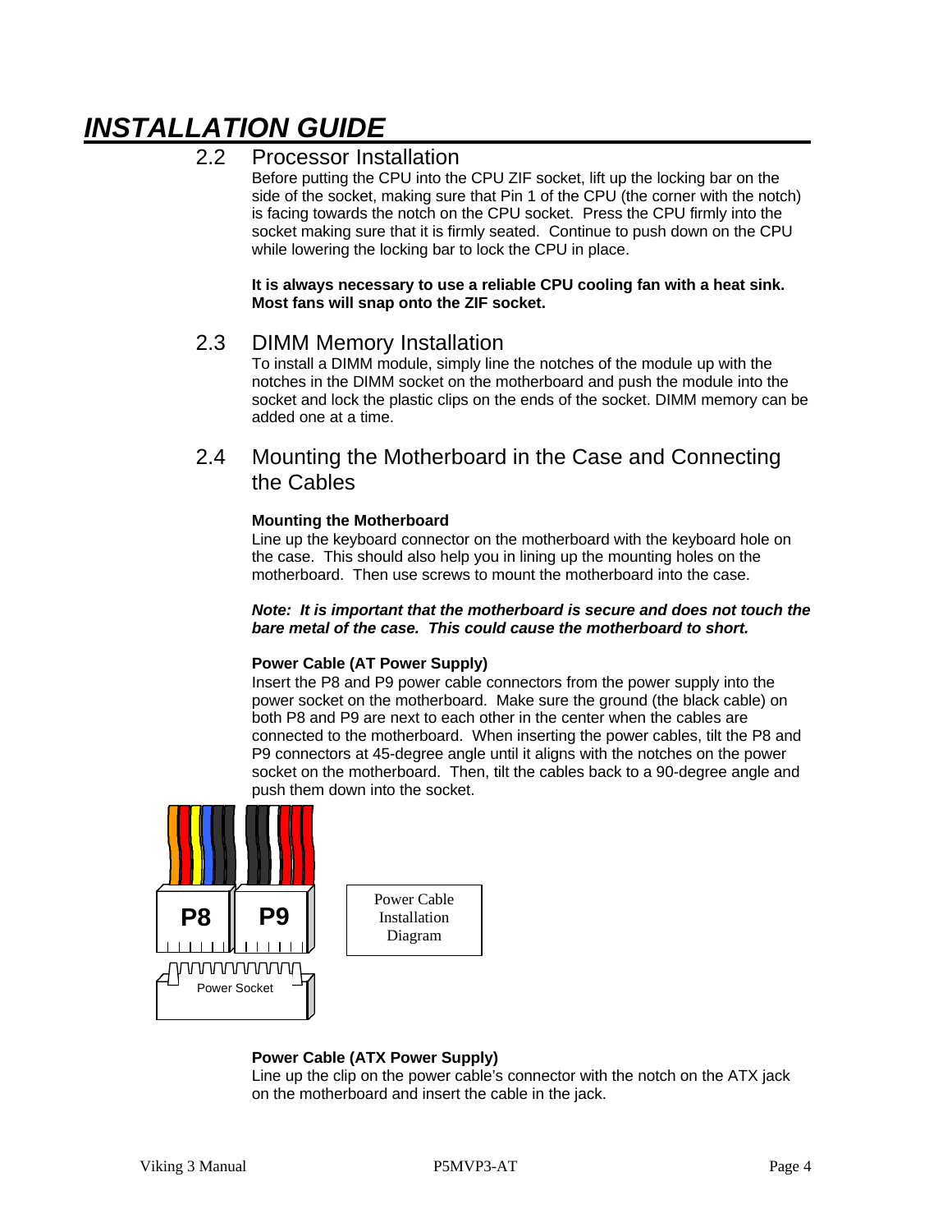# INSTALLATION GUIDE

## 2.2 Processor Installation

Before putting the CPU into the CPU ZIF socket, lift up the locking bar on the side of the socket, making sure that Pin 1 of the CPU (the corner with the notch) is facing towards the notch on the CPU socket. Press the CPU firmly into the socket making sure that it is firmly seated. Continue to push down on the CPU while lowering the locking bar to lock the CPU in place.

**It is always necessary to use a reliable CPU cooling fan with a heat sink. Most fans will snap onto the ZIF socket.**

## 2.3 DIMM Memory Installation

To install a DIMM module, simply line the notches of the module up with the notches in the DIMM socket on the motherboard and push the module into the socket and lock the plastic clips on the ends of the socket. DIMM memory can be added one at a time.

## 2.4 Mounting the Motherboard in the Case and Connecting the Cables

**Mounting the Motherboard**

Line up the keyboard connector on the motherboard with the keyboard hole on the case. This should also help you in lining up the mounting holes on the motherboard. Then use screws to mount the motherboard into the case.

***Note: It is important that the motherboard is secure and does not touch the bare metal of the case. This could cause the motherboard to short.***

**Power Cable (AT Power Supply)**

Insert the P8 and P9 power cable connectors from the power supply into the power socket on the motherboard. Make sure the ground (the black cable) on both P8 and P9 are next to each other in the center when the cables are connected to the motherboard. When inserting the power cables, tilt the P8 and P9 connectors at 45-degree angle until it aligns with the notches on the power socket on the motherboard. Then, tilt the cables back to a 90-degree angle and push them down into the socket.

P8 P9

Power Socket

Power Cable Installation Diagram

**Power Cable (ATX Power Supply)**

Line up the clip on the power cable's connector with the notch on the ATX jack on the motherboard and insert the cable in the jack.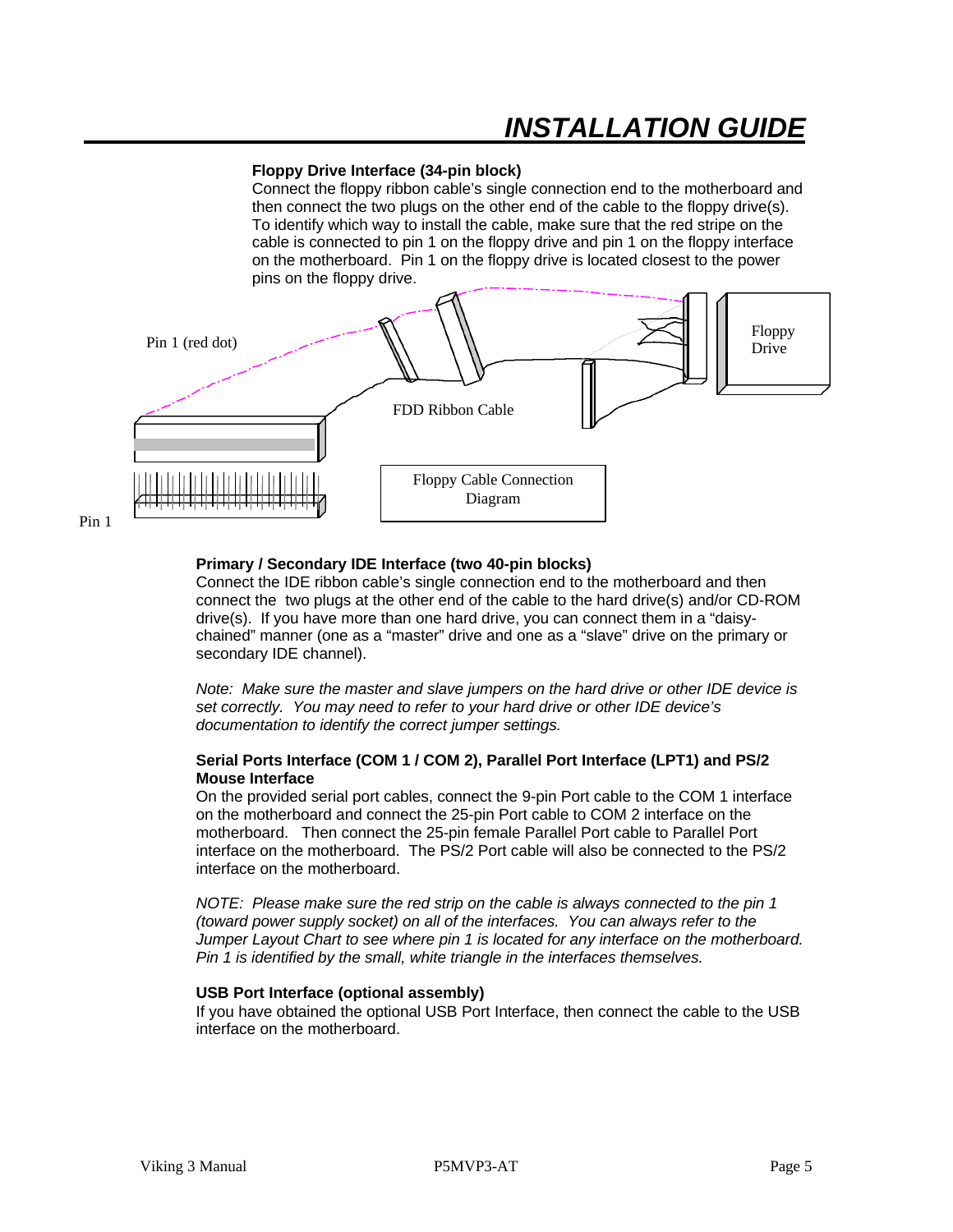## INSTALLATION GUIDE

**Floppy Drive Interface (34-pin block)**

Connect the floppy ribbon cable's single connection end to the motherboard and then connect the two plugs on the other end of the cable to the floppy drive(s). To identify which way to install the cable, make sure that the red stripe on the cable is connected to pin 1 on the floppy drive and pin 1 on the floppy interface on the motherboard. Pin 1 on the floppy drive is located closest to the power pins on the floppy drive.

Pin 1 (red dot)

FDD Ribbon Cable

Floppy Drive

Pin 1

Floppy Cable Connection Diagram

**Primary / Secondary IDE Interface (two 40-pin blocks)**

Connect the IDE ribbon cable's single connection end to the motherboard and then connect the two plugs at the other end of the cable to the hard drive(s) and/or CD-ROM drive(s). If you have more than one hard drive, you can connect them in a "daisy-chained" manner (one as a "master" drive and one as a "slave" drive on the primary or secondary IDE channel).

*Note: Make sure the master and slave jumpers on the hard drive or other IDE device is set correctly. You may need to refer to your hard drive or other IDE device's documentation to identify the correct jumper settings.*

**Serial Ports Interface (COM 1 / COM 2), Parallel Port Interface (LPT1) and PS/2 Mouse Interface**

On the provided serial port cables, connect the 9-pin Port cable to the COM 1 interface on the motherboard and connect the 25-pin Port cable to COM 2 interface on the motherboard. Then connect the 25-pin female Parallel Port cable to Parallel Port interface on the motherboard. The PS/2 Port cable will also be connected to the PS/2 interface on the motherboard.

*NOTE: Please make sure the red strip on the cable is always connected to the pin 1 (toward power supply socket) on all of the interfaces. You can always refer to the Jumper Layout Chart to see where pin 1 is located for any interface on the motherboard. Pin 1 is identified by the small, white triangle in the interfaces themselves.*

**USB Port Interface (optional assembly)**

If you have obtained the optional USB Port Interface, then connect the cable to the USB interface on the motherboard.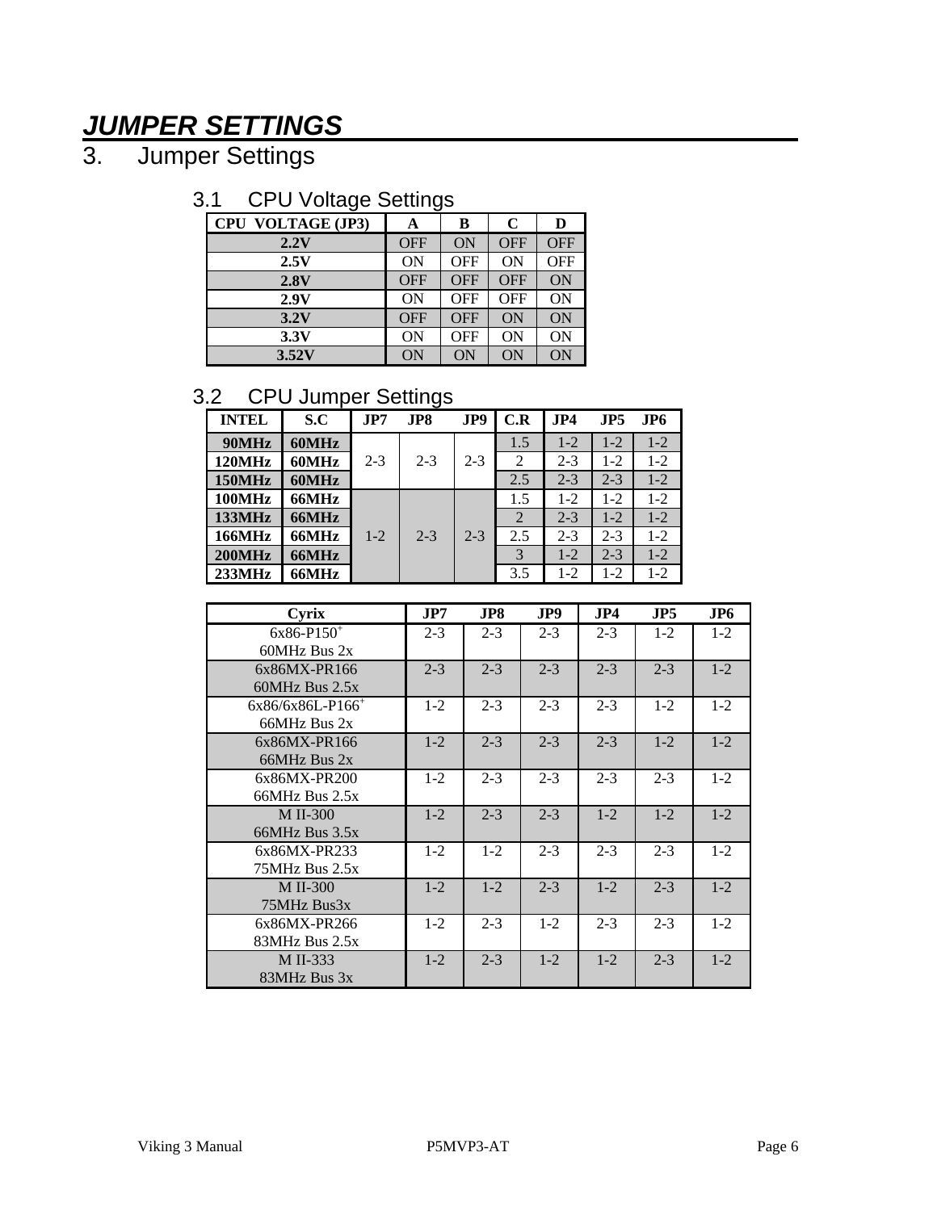# *JUMPER SETTINGS*

# 3. Jumper Settings

## 3.1 CPU Voltage Settings

| CPU VOLTAGE (JP3) | A | B | C | D |
|---|---|---|---|---|
| **2.2V** | OFF | ON | OFF | OFF |
| **2.5V** | ON | OFF | ON | OFF |
| **2.8V** | OFF | OFF | OFF | ON |
| **2.9V** | ON | OFF | OFF | ON |
| **3.2V** | OFF | OFF | ON | ON |
| **3.3V** | ON | OFF | ON | ON |
| **3.52V** | ON | ON | ON | ON |

## 3.2 CPU Jumper Settings

| INTEL | S.C | JP7 | JP8 | JP9 | C.R | JP4 | JP5 | JP6 |
|---|---|---|---|---|---|---|---|---|
| **90MHz** | **60MHz** | 2-3 | 2-3 | 2-3 | 1.5 | 1-2 | 1-2 | 1-2 |
| **120MHz** | **60MHz** | | | | 2 | 2-3 | 1-2 | 1-2 |
| **150MHz** | **60MHz** | | | | 2.5 | 2-3 | 2-3 | 1-2 |
| **100MHz** | **66MHz** | 1-2 | 2-3 | 2-3 | 1.5 | 1-2 | 1-2 | 1-2 |
| **133MHz** | **66MHz** | | | | 2 | 2-3 | 1-2 | 1-2 |
| **166MHz** | **66MHz** | | | | 2.5 | 2-3 | 2-3 | 1-2 |
| **200MHz** | **66MHz** | | | | 3 | 1-2 | 2-3 | 1-2 |
| **233MHz** | **66MHz** | | | | 3.5 | 1-2 | 1-2 | 1-2 |

| Cyrix | JP7 | JP8 | JP9 | JP4 | JP5 | JP6 |
|---|---|---|---|---|---|---|
| 6x86-P150+ 60MHz Bus 2x | 2-3 | 2-3 | 2-3 | 2-3 | 1-2 | 1-2 |
| 6x86MX-PR166 60MHz Bus 2.5x | 2-3 | 2-3 | 2-3 | 2-3 | 2-3 | 1-2 |
| 6x86/6x86L-P166+ 66MHz Bus 2x | 1-2 | 2-3 | 2-3 | 2-3 | 1-2 | 1-2 |
| 6x86MX-PR166 66MHz Bus 2x | 1-2 | 2-3 | 2-3 | 2-3 | 1-2 | 1-2 |
| 6x86MX-PR200 66MHz Bus 2.5x | 1-2 | 2-3 | 2-3 | 2-3 | 2-3 | 1-2 |
| M II-300 66MHz Bus 3.5x | 1-2 | 2-3 | 2-3 | 1-2 | 1-2 | 1-2 |
| 6x86MX-PR233 75MHz Bus 2.5x | 1-2 | 1-2 | 2-3 | 2-3 | 2-3 | 1-2 |
| M II-300 75MHz Bus3x | 1-2 | 1-2 | 2-3 | 1-2 | 2-3 | 1-2 |
| 6x86MX-PR266 83MHz Bus 2.5x | 1-2 | 2-3 | 1-2 | 2-3 | 2-3 | 1-2 |
| M II-333 83MHz Bus 3x | 1-2 | 2-3 | 1-2 | 1-2 | 2-3 | 1-2 |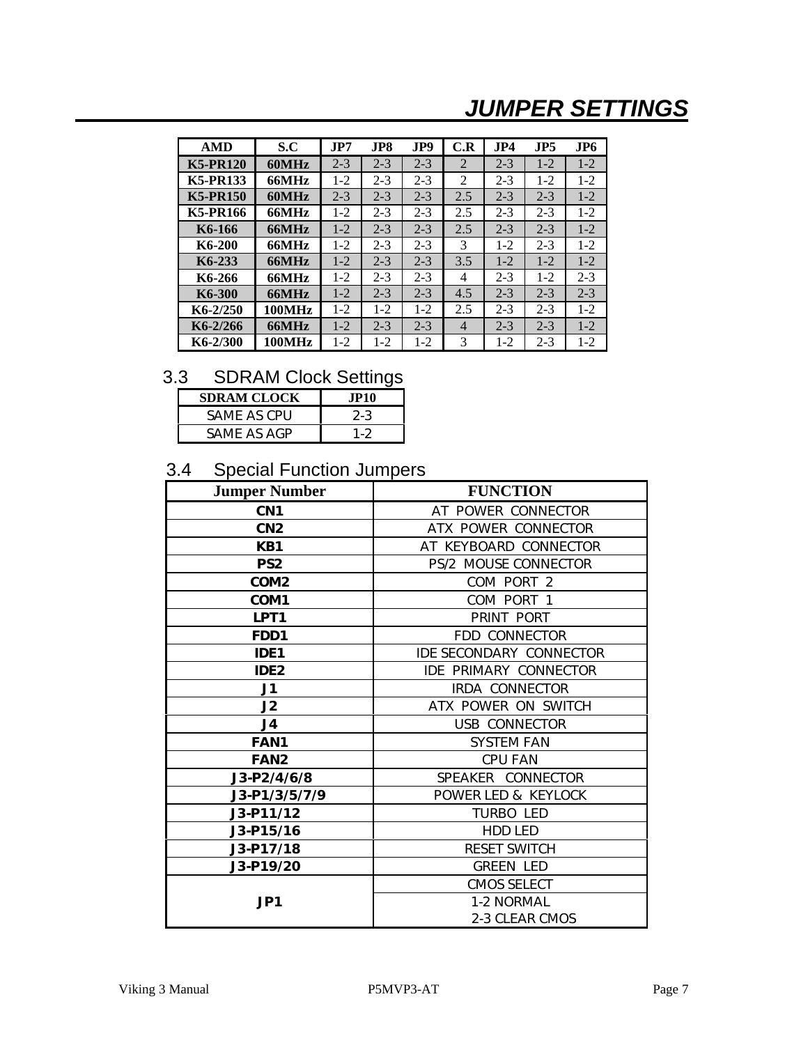# *JUMPER SETTINGS*

| AMD | S.C | JP7 | JP8 | JP9 | C.R | JP4 | JP5 | JP6 |
|---|---|---|---|---|---|---|---|---|
| **K5-PR120** | **60MHz** | 2-3 | 2-3 | 2-3 | 2 | 2-3 | 1-2 | 1-2 |
| **K5-PR133** | **66MHz** | 1-2 | 2-3 | 2-3 | 2 | 2-3 | 1-2 | 1-2 |
| **K5-PR150** | **60MHz** | 2-3 | 2-3 | 2-3 | 2.5 | 2-3 | 2-3 | 1-2 |
| **K5-PR166** | **66MHz** | 1-2 | 2-3 | 2-3 | 2.5 | 2-3 | 2-3 | 1-2 |
| **K6-166** | **66MHz** | 1-2 | 2-3 | 2-3 | 2.5 | 2-3 | 2-3 | 1-2 |
| **K6-200** | **66MHz** | 1-2 | 2-3 | 2-3 | 3 | 1-2 | 2-3 | 1-2 |
| **K6-233** | **66MHz** | 1-2 | 2-3 | 2-3 | 3.5 | 1-2 | 1-2 | 1-2 |
| **K6-266** | **66MHz** | 1-2 | 2-3 | 2-3 | 4 | 2-3 | 1-2 | 2-3 |
| **K6-300** | **66MHz** | 1-2 | 2-3 | 2-3 | 4.5 | 2-3 | 2-3 | 2-3 |
| **K6-2/250** | **100MHz** | 1-2 | 1-2 | 1-2 | 2.5 | 2-3 | 2-3 | 1-2 |
| **K6-2/266** | **66MHz** | 1-2 | 2-3 | 2-3 | 4 | 2-3 | 2-3 | 1-2 |
| **K6-2/300** | **100MHz** | 1-2 | 1-2 | 1-2 | 3 | 1-2 | 2-3 | 1-2 |

## 3.3 SDRAM Clock Settings

| SDRAM CLOCK | JP10 |
|---|---|
| SAME AS CPU | 2-3 |
| SAME AS AGP | 1-2 |

## 3.4 Special Function Jumpers

| Jumper Number | FUNCTION |
|---|---|
| **CN1** | AT POWER CONNECTOR |
| **CN2** | ATX POWER CONNECTOR |
| **KB1** | AT KEYBOARD CONNECTOR |
| **PS2** | PS/2 MOUSE CONNECTOR |
| **COM2** | COM PORT 2 |
| **COM1** | COM PORT 1 |
| **LPT1** | PRINT PORT |
| **FDD1** | FDD CONNECTOR |
| **IDE1** | IDE SECONDARY CONNECTOR |
| **IDE2** | IDE PRIMARY CONNECTOR |
| **J1** | IRDA CONNECTOR |
| **J2** | ATX POWER ON SWITCH |
| **J4** | USB CONNECTOR |
| **FAN1** | SYSTEM FAN |
| **FAN2** | CPU FAN |
| **J3-P2/4/6/8** | SPEAKER CONNECTOR |
| **J3-P1/3/5/7/9** | POWER LED & KEYLOCK |
| **J3-P11/12** | TURBO LED |
| **J3-P15/16** | HDD LED |
| **J3-P17/18** | RESET SWITCH |
| **J3-P19/20** | GREEN LED |
| **JP1** | CMOS SELECT |
| | 1-2 NORMAL<br>2-3 CLEAR CMOS |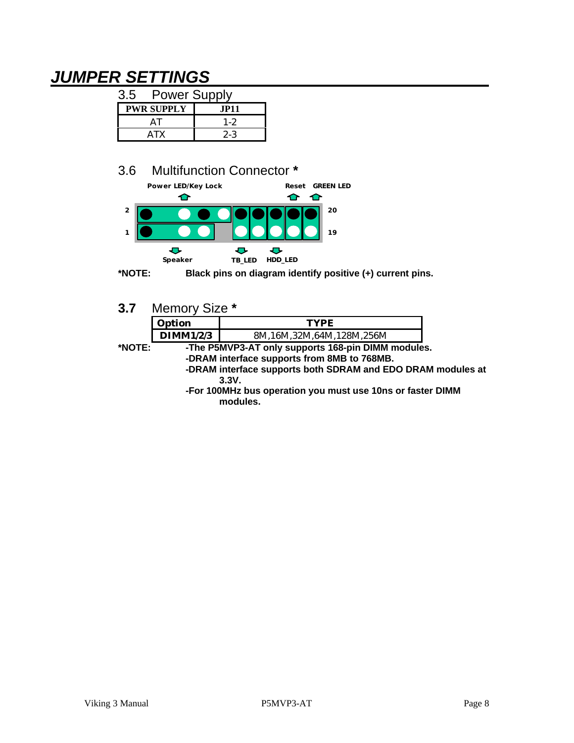# *JUMPER SETTINGS*

## 3.5 Power Supply

| PWR SUPPLY | JP11 |
|---|---|
| AT | 1-2 |
| ATX | 2-3 |

## 3.6 Multifunction Connector *

Power LED/Key Lock

Reset GREEN LED

2 20

1 19

Speaker TB_LED HDD_LED

***NOTE:** **Black pins on diagram identify positive (+) current pins.**

## **3.7** Memory Size *

| Option | TYPE |
|---|---|
| DIMM1/2/3 | 8M,16M,32M,64M,128M,256M |

***NOTE:**

**-The P5MVP3-AT only supports 168-pin DIMM modules.**

**-DRAM interface supports from 8MB to 768MB.**

**-DRAM interface supports both SDRAM and EDO DRAM modules at 3.3V.**

**-For 100MHz bus operation you must use 10ns or faster DIMM modules.**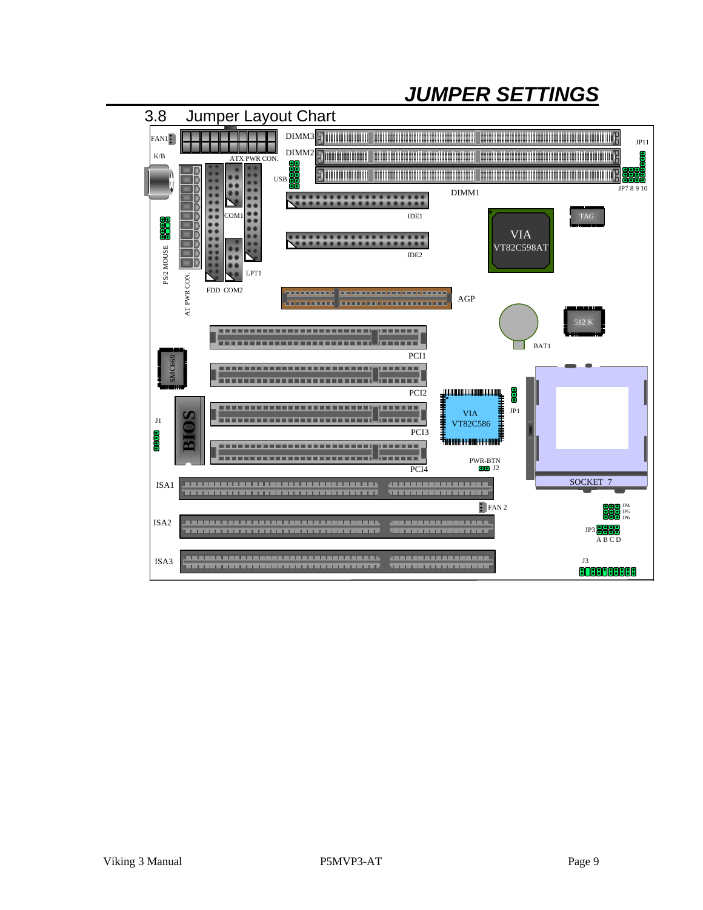## 3.8 Jumper Layout Chart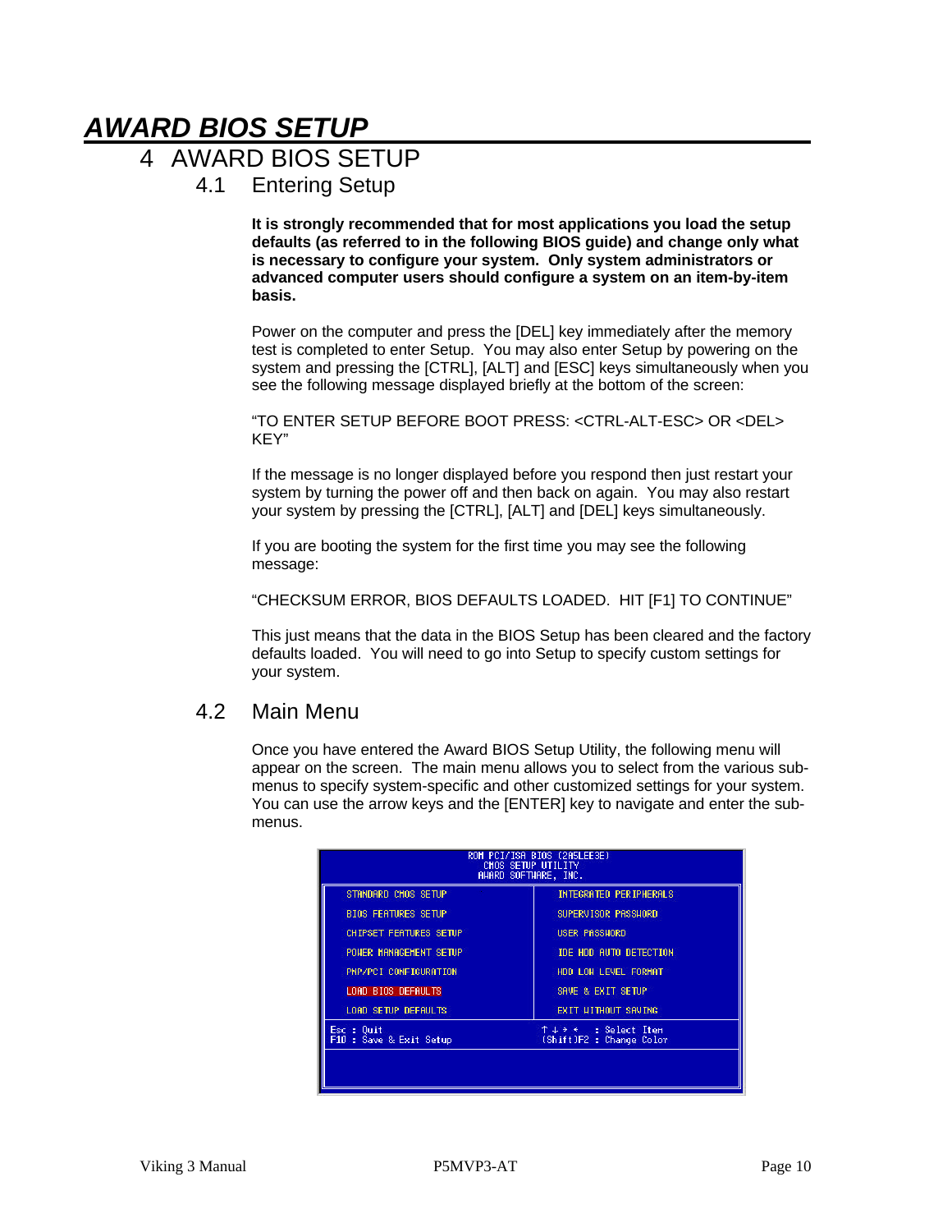# 4 AWARD BIOS SETUP

## 4.1 Entering Setup

**It is strongly recommended that for most applications you load the setup defaults (as referred to in the following BIOS guide) and change only what is necessary to configure your system. Only system administrators or advanced computer users should configure a system on an item-by-item basis.**

Power on the computer and press the [DEL] key immediately after the memory test is completed to enter Setup. You may also enter Setup by powering on the system and pressing the [CTRL], [ALT] and [ESC] keys simultaneously when you see the following message displayed briefly at the bottom of the screen:

"TO ENTER SETUP BEFORE BOOT PRESS: <CTRL-ALT-ESC> OR <DEL> KEY"

If the message is no longer displayed before you respond then just restart your system by turning the power off and then back on again. You may also restart your system by pressing the [CTRL], [ALT] and [DEL] keys simultaneously.

If you are booting the system for the first time you may see the following message:

"CHECKSUM ERROR, BIOS DEFAULTS LOADED. HIT [F1] TO CONTINUE"

This just means that the data in the BIOS Setup has been cleared and the factory defaults loaded. You will need to go into Setup to specify custom settings for your system.

## 4.2 Main Menu

Once you have entered the Award BIOS Setup Utility, the following menu will appear on the screen. The main menu allows you to select from the various sub-menus to specify system-specific and other customized settings for your system. You can use the arrow keys and the [ENTER] key to navigate and enter the sub-menus.

```
                    ROM PCI/ISA BIOS (2A5LEE3E)
                        CMOS SETUP UTILITY
                       AWARD SOFTWARE, INC.

  STANDARD CMOS SETUP               INTEGRATED PERIPHERALS
  BIOS FEATURES SETUP               SUPERVISOR PASSWORD
  CHIPSET FEATURES SETUP            USER PASSWORD
  POWER MANAGEMENT SETUP            IDE HDD AUTO DETECTION
  PNP/PCI CONFIGURATION             HDD LOW LEVEL FORMAT
  LOAD BIOS DEFAULTS                SAVE & EXIT SETUP
  LOAD SETUP DEFAULTS               EXIT WITHOUT SAVING

 Esc : Quit                          ↑ ↓ → ←   : Select Item
 F10 : Save & Exit Setup             (Shift)F2 : Change Color
```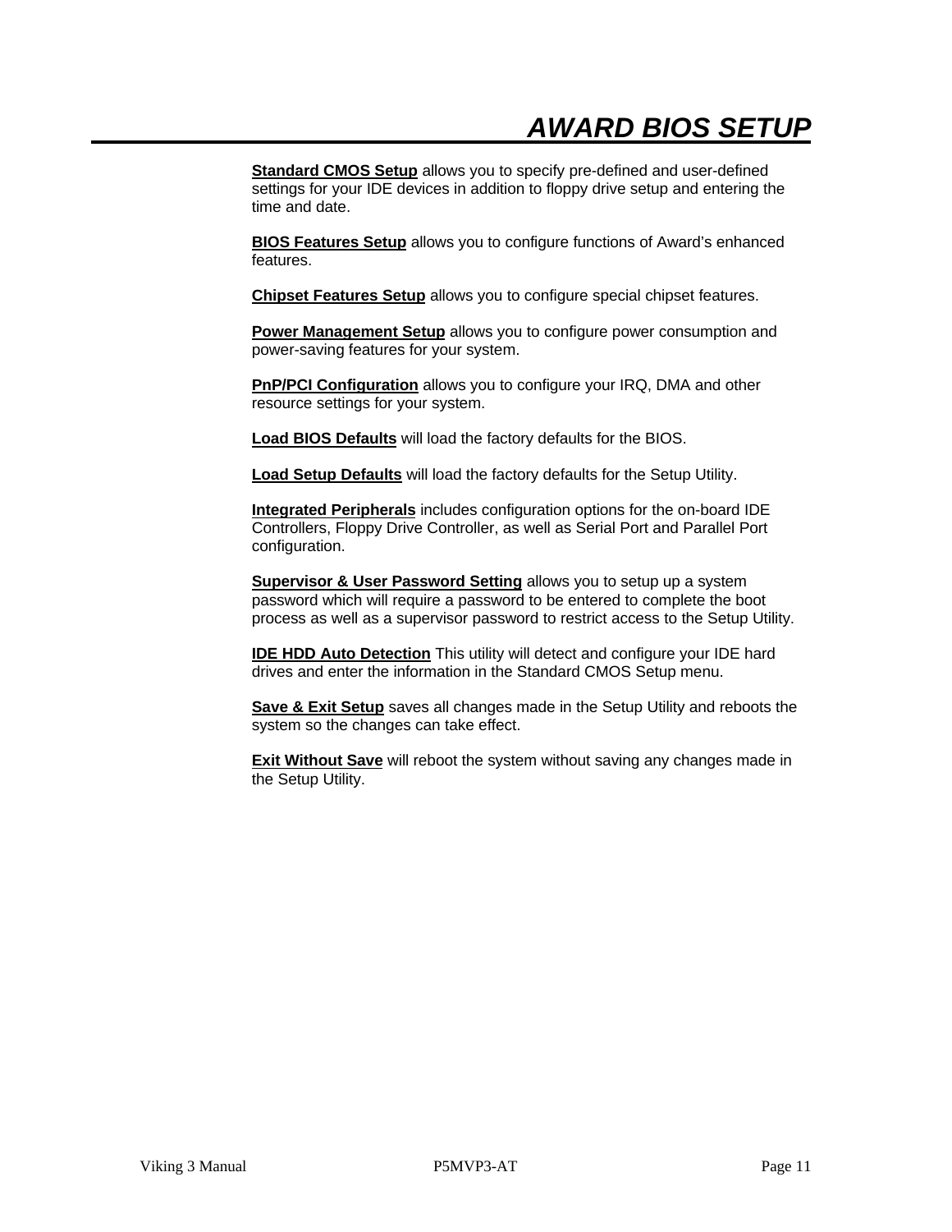# *AWARD BIOS SETUP*

**Standard CMOS Setup** allows you to specify pre-defined and user-defined settings for your IDE devices in addition to floppy drive setup and entering the time and date.

**BIOS Features Setup** allows you to configure functions of Award's enhanced features.

**Chipset Features Setup** allows you to configure special chipset features.

**Power Management Setup** allows you to configure power consumption and power-saving features for your system.

**PnP/PCI Configuration** allows you to configure your IRQ, DMA and other resource settings for your system.

**Load BIOS Defaults** will load the factory defaults for the BIOS.

**Load Setup Defaults** will load the factory defaults for the Setup Utility.

**Integrated Peripherals** includes configuration options for the on-board IDE Controllers, Floppy Drive Controller, as well as Serial Port and Parallel Port configuration.

**Supervisor & User Password Setting** allows you to setup up a system password which will require a password to be entered to complete the boot process as well as a supervisor password to restrict access to the Setup Utility.

**IDE HDD Auto Detection** This utility will detect and configure your IDE hard drives and enter the information in the Standard CMOS Setup menu.

**Save & Exit Setup** saves all changes made in the Setup Utility and reboots the system so the changes can take effect.

**Exit Without Save** will reboot the system without saving any changes made in the Setup Utility.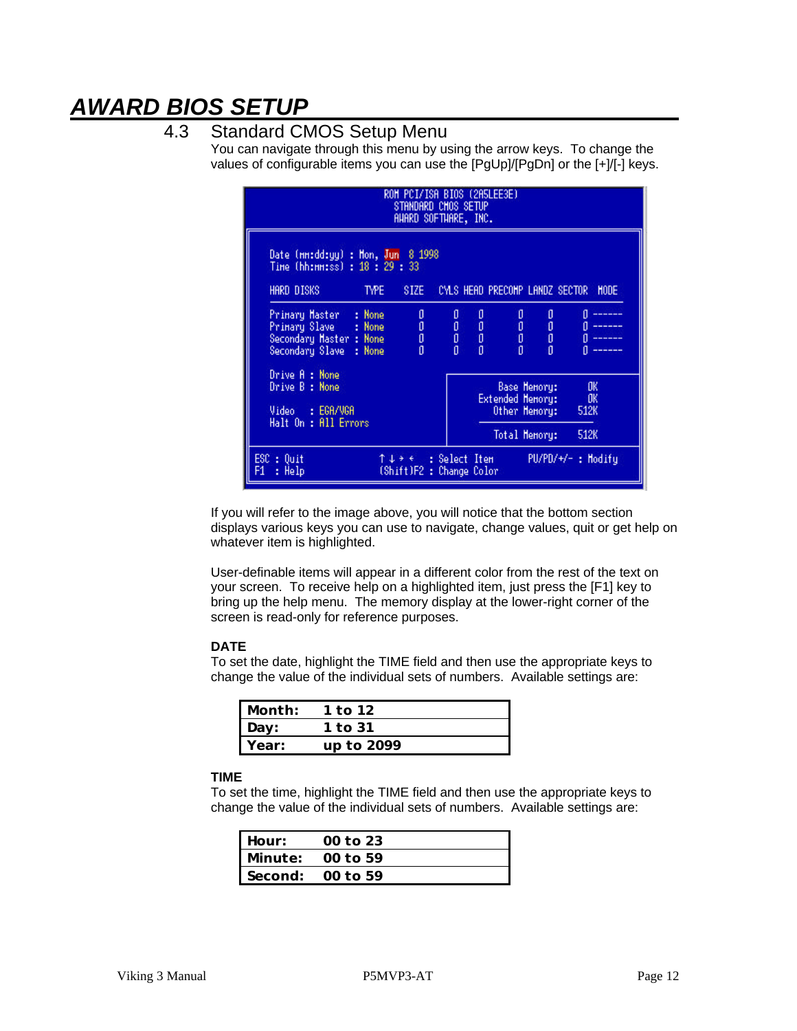# AWARD BIOS SETUP

## 4.3 Standard CMOS Setup Menu

You can navigate through this menu by using the arrow keys. To change the values of configurable items you can use the [PgUp]/[PgDn] or the [+]/[-] keys.

```
                    ROM PCI/ISA BIOS (2A5LEE3E)
                        STANDARD CMOS SETUP
                        AWARD SOFTWARE, INC.

Date (mm:dd:yy) : Mon, Jun  8 1998
Time (hh:mm:ss) : 18 : 29 : 33

HARD DISKS        TYPE   SIZE  CYLS HEAD PRECOMP LANDZ SECTOR  MODE

Primary Master   : None    0     0    0      0     0      0  ------
Primary Slave    : None    0     0    0      0     0      0  ------
Secondary Master : None    0     0    0      0     0      0  ------
Secondary Slave  : None    0     0    0      0     0      0  ------

Drive A : None
Drive B : None                          Base Memory:     0K
                                    Extended Memory:     0K
Video   : EGA/VGA                      Other Memory:   512K
Halt On : All Errors
                                       Total Memory:   512K

ESC : Quit              ↑ ↓ → ←   : Select Item      PU/PD/+/- : Modify
F1  : Help              (Shift)F2 : Change Color
```

If you will refer to the image above, you will notice that the bottom section displays various keys you can use to navigate, change values, quit or get help on whatever item is highlighted.

User-definable items will appear in a different color from the rest of the text on your screen. To receive help on a highlighted item, just press the [F1] key to bring up the help menu. The memory display at the lower-right corner of the screen is read-only for reference purposes.

**DATE**

To set the date, highlight the TIME field and then use the appropriate keys to change the value of the individual sets of numbers. Available settings are:

| | |
|---|---|
| **Month:** | **1 to 12** |
| **Day:** | **1 to 31** |
| **Year:** | **up to 2099** |

**TIME**

To set the time, highlight the TIME field and then use the appropriate keys to change the value of the individual sets of numbers. Available settings are:

| | |
|---|---|
| **Hour:** | **00 to 23** |
| **Minute:** | **00 to 59** |
| **Second:** | **00 to 59** |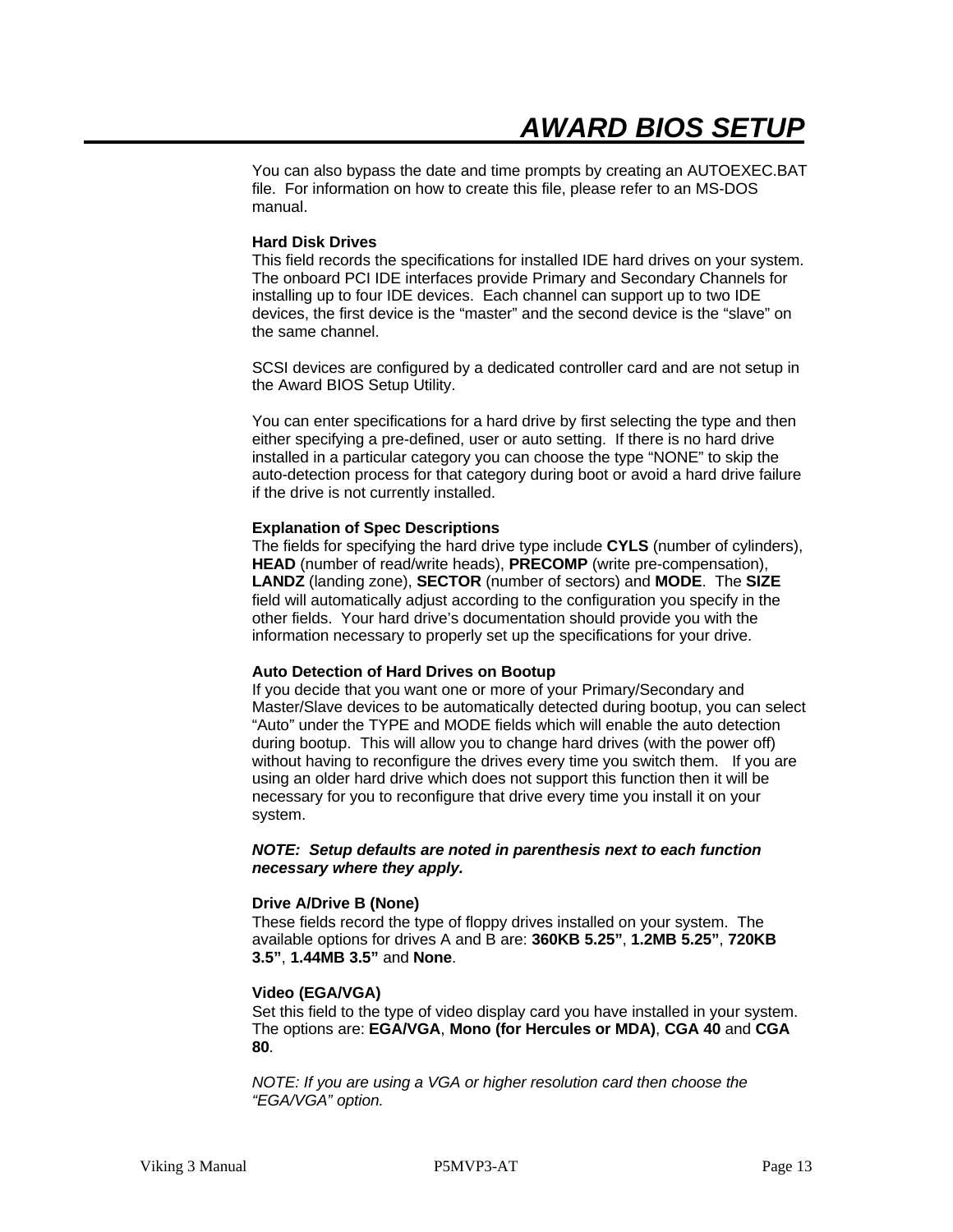## AWARD BIOS SETUP

You can also bypass the date and time prompts by creating an AUTOEXEC.BAT file. For information on how to create this file, please refer to an MS-DOS manual.

**Hard Disk Drives**
This field records the specifications for installed IDE hard drives on your system. The onboard PCI IDE interfaces provide Primary and Secondary Channels for installing up to four IDE devices. Each channel can support up to two IDE devices, the first device is the "master" and the second device is the "slave" on the same channel.

SCSI devices are configured by a dedicated controller card and are not setup in the Award BIOS Setup Utility.

You can enter specifications for a hard drive by first selecting the type and then either specifying a pre-defined, user or auto setting. If there is no hard drive installed in a particular category you can choose the type "NONE" to skip the auto-detection process for that category during boot or avoid a hard drive failure if the drive is not currently installed.

**Explanation of Spec Descriptions**
The fields for specifying the hard drive type include **CYLS** (number of cylinders), **HEAD** (number of read/write heads), **PRECOMP** (write pre-compensation), **LANDZ** (landing zone), **SECTOR** (number of sectors) and **MODE**. The **SIZE** field will automatically adjust according to the configuration you specify in the other fields. Your hard drive's documentation should provide you with the information necessary to properly set up the specifications for your drive.

**Auto Detection of Hard Drives on Bootup**
If you decide that you want one or more of your Primary/Secondary and Master/Slave devices to be automatically detected during bootup, you can select "Auto" under the TYPE and MODE fields which will enable the auto detection during bootup. This will allow you to change hard drives (with the power off) without having to reconfigure the drives every time you switch them. If you are using an older hard drive which does not support this function then it will be necessary for you to reconfigure that drive every time you install it on your system.

***NOTE: Setup defaults are noted in parenthesis next to each function necessary where they apply.***

**Drive A/Drive B (None)**
These fields record the type of floppy drives installed on your system. The available options for drives A and B are: **360KB 5.25"**, **1.2MB 5.25"**, **720KB 3.5"**, **1.44MB 3.5"** and **None**.

**Video (EGA/VGA)**
Set this field to the type of video display card you have installed in your system. The options are: **EGA/VGA**, **Mono (for Hercules or MDA)**, **CGA 40** and **CGA 80**.

*NOTE: If you are using a VGA or higher resolution card then choose the "EGA/VGA" option.*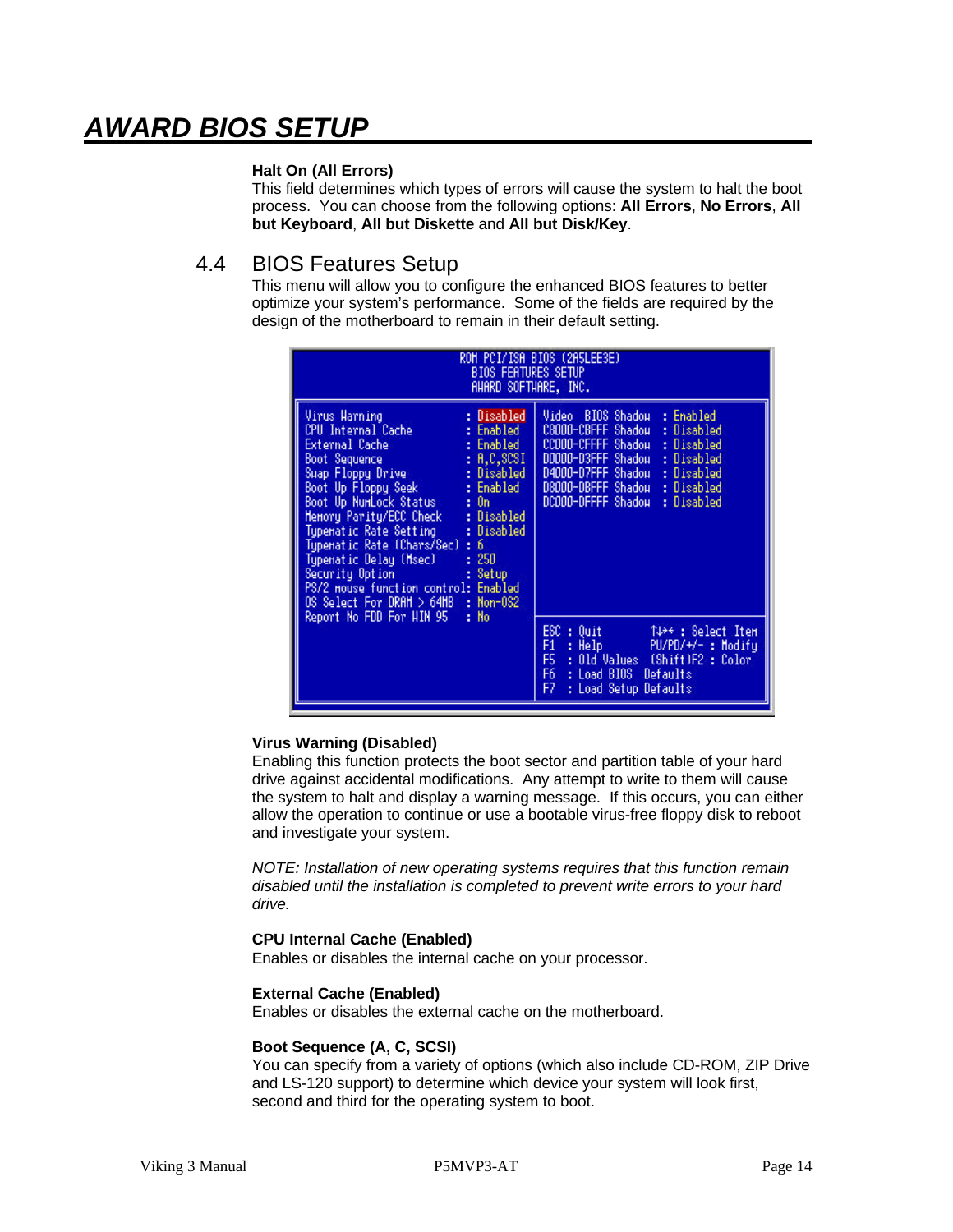**Halt On (All Errors)**
This field determines which types of errors will cause the system to halt the boot process. You can choose from the following options: **All Errors**, **No Errors**, **All but Keyboard**, **All but Diskette** and **All but Disk/Key**.

## 4.4 BIOS Features Setup

This menu will allow you to configure the enhanced BIOS features to better optimize your system's performance. Some of the fields are required by the design of the motherboard to remain in their default setting.

```
                    ROM PCI/ISA BIOS (2A5LEE3E)
                        BIOS FEATURES SETUP
                        AWARD SOFTWARE, INC.

Virus Warning               : Disabled   Video  BIOS Shadow  : Enabled
CPU Internal Cache          : Enabled    C8000-CBFFF Shadow  : Disabled
External Cache              : Enabled    CC000-CFFFF Shadow  : Disabled
Boot Sequence               : A,C,SCSI   D0000-D3FFF Shadow  : Disabled
Swap Floppy Drive           : Disabled   D4000-D7FFF Shadow  : Disabled
Boot Up Floppy Seek         : Enabled    D8000-DBFFF Shadow  : Disabled
Boot Up NumLock Status      : On         DC000-DFFFF Shadow  : Disabled
Memory Parity/ECC Check     : Disabled
Typematic Rate Setting      : Disabled
Typematic Rate (Chars/Sec)  : 6
Typematic Delay (Msec)      : 250
Security Option             : Setup
PS/2 mouse function control: Enabled
OS Select For DRAM > 64MB   : Non-OS2
Report No FDD For WIN 95    : No
                                         ESC : Quit        ↑↓→← : Select Item
                                         F1  : Help        PU/PD/+/- : Modify
                                         F5  : Old Values  (Shift)F2 : Color
                                         F6  : Load BIOS  Defaults
                                         F7  : Load Setup Defaults
```

**Virus Warning (Disabled)**
Enabling this function protects the boot sector and partition table of your hard drive against accidental modifications. Any attempt to write to them will cause the system to halt and display a warning message. If this occurs, you can either allow the operation to continue or use a bootable virus-free floppy disk to reboot and investigate your system.

*NOTE: Installation of new operating systems requires that this function remain disabled until the installation is completed to prevent write errors to your hard drive.*

**CPU Internal Cache (Enabled)**
Enables or disables the internal cache on your processor.

**External Cache (Enabled)**
Enables or disables the external cache on the motherboard.

**Boot Sequence (A, C, SCSI)**
You can specify from a variety of options (which also include CD-ROM, ZIP Drive and LS-120 support) to determine which device your system will look first, second and third for the operating system to boot.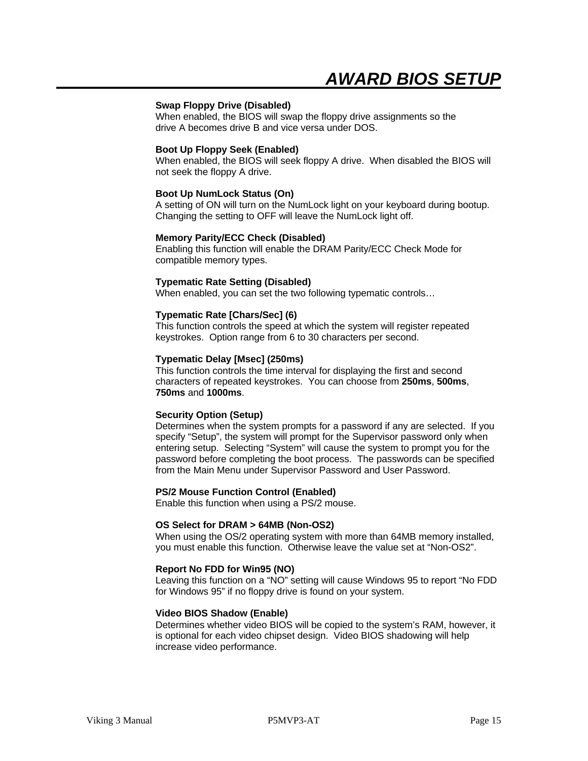**Swap Floppy Drive (Disabled)**
When enabled, the BIOS will swap the floppy drive assignments so the drive A becomes drive B and vice versa under DOS.

**Boot Up Floppy Seek (Enabled)**
When enabled, the BIOS will seek floppy A drive. When disabled the BIOS will not seek the floppy A drive.

**Boot Up NumLock Status (On)**
A setting of ON will turn on the NumLock light on your keyboard during bootup. Changing the setting to OFF will leave the NumLock light off.

**Memory Parity/ECC Check (Disabled)**
Enabling this function will enable the DRAM Parity/ECC Check Mode for compatible memory types.

**Typematic Rate Setting (Disabled)**
When enabled, you can set the two following typematic controls…

**Typematic Rate [Chars/Sec] (6)**
This function controls the speed at which the system will register repeated keystrokes. Option range from 6 to 30 characters per second.

**Typematic Delay [Msec] (250ms)**
This function controls the time interval for displaying the first and second characters of repeated keystrokes. You can choose from **250ms**, **500ms**, **750ms** and **1000ms**.

**Security Option (Setup)**
Determines when the system prompts for a password if any are selected. If you specify "Setup", the system will prompt for the Supervisor password only when entering setup. Selecting "System" will cause the system to prompt you for the password before completing the boot process. The passwords can be specified from the Main Menu under Supervisor Password and User Password.

**PS/2 Mouse Function Control (Enabled)**
Enable this function when using a PS/2 mouse.

**OS Select for DRAM > 64MB (Non-OS2)**
When using the OS/2 operating system with more than 64MB memory installed, you must enable this function. Otherwise leave the value set at "Non-OS2".

**Report No FDD for Win95 (NO)**
Leaving this function on a "NO" setting will cause Windows 95 to report "No FDD for Windows 95" if no floppy drive is found on your system.

**Video BIOS Shadow (Enable)**
Determines whether video BIOS will be copied to the system's RAM, however, it is optional for each video chipset design. Video BIOS shadowing will help increase video performance.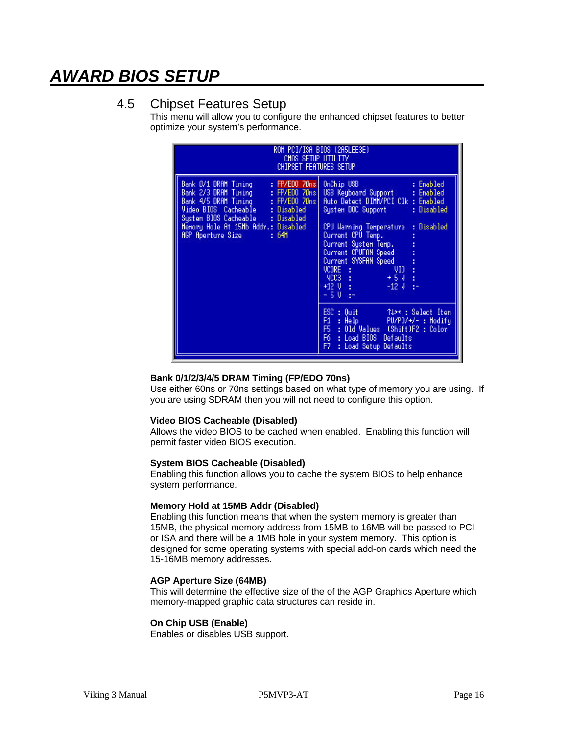# AWARD BIOS SETUP

## 4.5 Chipset Features Setup

This menu will allow you to configure the enhanced chipset features to better optimize your system's performance.

```
ROM PCI/ISA BIOS (2A5LEE3E)
CMOS SETUP UTILITY
CHIPSET FEATURES SETUP

Bank 0/1 DRAM Timing      : FP/EDO 70ns | OnChip USB              : Enabled
Bank 2/3 DRAM Timing      : FP/EDO 70ns | USB Keyboard Support    : Enabled
Bank 4/5 DRAM Timing      : FP/EDO 70ns | Auto Detect DIMM/PCI Clk : Enabled
Video BIOS  Cacheable     : Disabled    | System DOC Support      : Disabled
System BIOS Cacheable     : Disabled    |
Memory Hole At 15Mb Addr.: Disabled     | CPU Warning Temperature : Disabled
AGP Aperture Size         : 64M         | Current CPU Temp.       :
                                        | Current System Temp.    :
                                        | Current CPUFAN Speed    :
                                        | Current SYSFAN Speed    :
                                        | VCORE  :          VIO   :
                                        |  VCC3  :          + 5 V :
                                        | +12 V  :          -12 V :-
                                        | - 5 V  :-
                                        |
                                        | ESC : Quit        ↑↓→← : Select Item
                                        | F1  : Help        PU/PD/+/- : Modify
                                        | F5  : Old Values  (Shift)F2 : Color
                                        | F6  : Load BIOS  Defaults
                                        | F7  : Load Setup Defaults
```

**Bank 0/1/2/3/4/5 DRAM Timing (FP/EDO 70ns)**
Use either 60ns or 70ns settings based on what type of memory you are using. If you are using SDRAM then you will not need to configure this option.

**Video BIOS Cacheable (Disabled)**
Allows the video BIOS to be cached when enabled. Enabling this function will permit faster video BIOS execution.

**System BIOS Cacheable (Disabled)**
Enabling this function allows you to cache the system BIOS to help enhance system performance.

**Memory Hold at 15MB Addr (Disabled)**
Enabling this function means that when the system memory is greater than 15MB, the physical memory address from 15MB to 16MB will be passed to PCI or ISA and there will be a 1MB hole in your system memory. This option is designed for some operating systems with special add-on cards which need the 15-16MB memory addresses.

**AGP Aperture Size (64MB)**
This will determine the effective size of the of the AGP Graphics Aperture which memory-mapped graphic data structures can reside in.

**On Chip USB (Enable)**
Enables or disables USB support.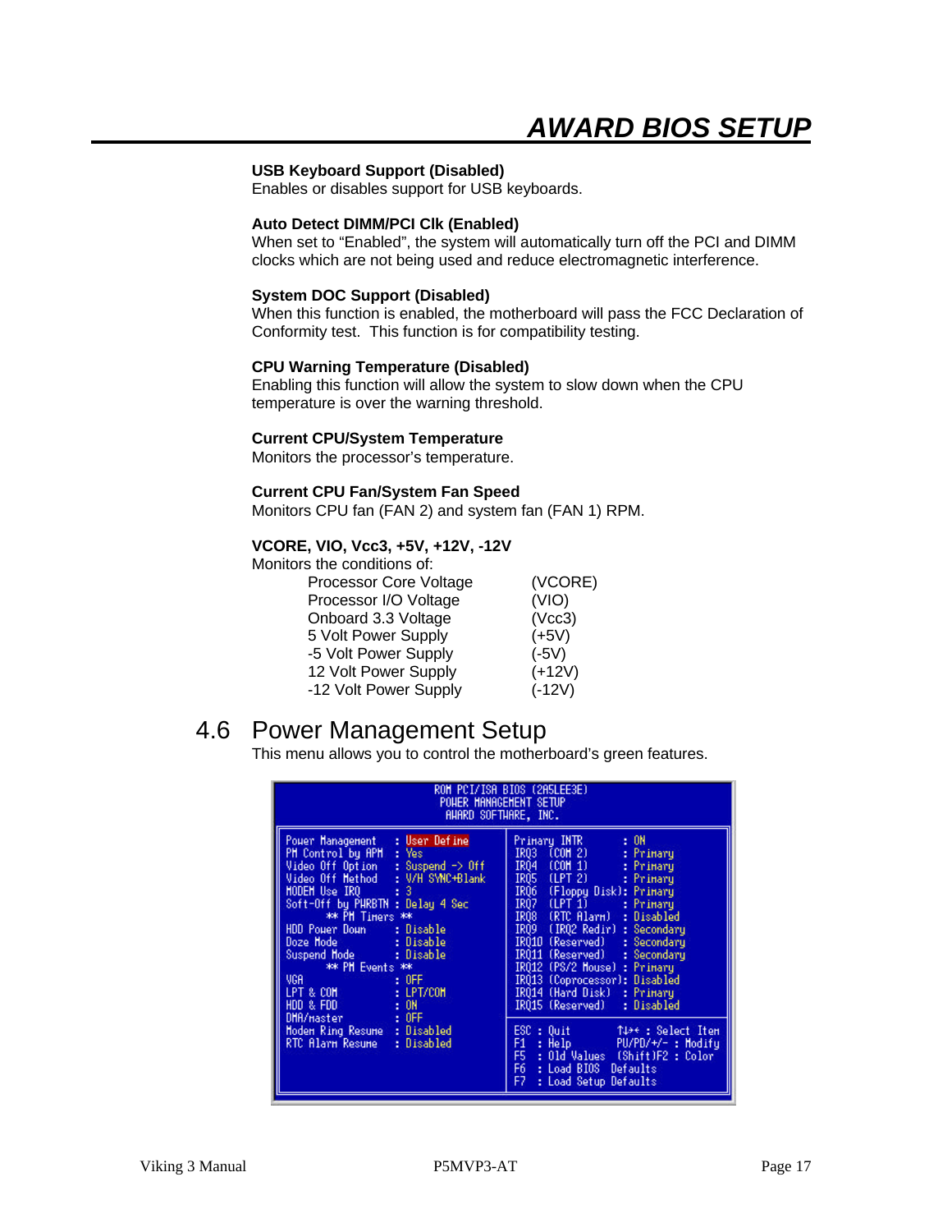**USB Keyboard Support (Disabled)**
Enables or disables support for USB keyboards.

**Auto Detect DIMM/PCI Clk (Enabled)**
When set to “Enabled”, the system will automatically turn off the PCI and DIMM clocks which are not being used and reduce electromagnetic interference.

**System DOC Support (Disabled)**
When this function is enabled, the motherboard will pass the FCC Declaration of Conformity test. This function is for compatibility testing.

**CPU Warning Temperature (Disabled)**
Enabling this function will allow the system to slow down when the CPU temperature is over the warning threshold.

**Current CPU/System Temperature**
Monitors the processor’s temperature.

**Current CPU Fan/System Fan Speed**
Monitors CPU fan (FAN 2) and system fan (FAN 1) RPM.

**VCORE, VIO, Vcc3, +5V, +12V, -12V**
Monitors the conditions of:

| | |
|---|---|
| Processor Core Voltage | (VCORE) |
| Processor I/O Voltage | (VIO) |
| Onboard 3.3 Voltage | (Vcc3) |
| 5 Volt Power Supply | (+5V) |
| -5 Volt Power Supply | (-5V) |
| 12 Volt Power Supply | (+12V) |
| -12 Volt Power Supply | (-12V) |

## 4.6 Power Management Setup

This menu allows you to control the motherboard’s green features.

```
                     ROM PCI/ISA BIOS (2A5LEE3E)
                       POWER MANAGEMENT SETUP
                        AWARD SOFTWARE, INC.

Power Management    : User Define       Primary INTR        : ON
PM Control by APM   : Yes               IRQ3  (COM 2)       : Primary
Video Off Option    : Suspend -> Off    IRQ4  (COM 1)       : Primary
Video Off Method    : V/H SYNC+Blank    IRQ5  (LPT 2)       : Primary
MODEM Use IRQ       : 3                 IRQ6  (Floppy Disk) : Primary
Soft-Off by PWRBTN  : Delay 4 Sec       IRQ7  (LPT 1)       : Primary
      ** PM Timers **                   IRQ8  (RTC Alarm)   : Disabled
HDD Power Down      : Disable           IRQ9  (IRQ2 Redir)  : Secondary
Doze Mode           : Disable           IRQ10 (Reserved)    : Secondary
Suspend Mode        : Disable           IRQ11 (Reserved)    : Secondary
      ** PM Events **                   IRQ12 (PS/2 Mouse)  : Primary
VGA                 : OFF               IRQ13 (Coprocessor) : Disabled
LPT & COM           : LPT/COM           IRQ14 (Hard Disk)   : Primary
HDD & FDD           : ON                IRQ15 (Reserved)    : Disabled
DMA/master          : OFF
Modem Ring Resume   : Disabled          ESC : Quit         ↑↓→← : Select Item
RTC Alarm Resume    : Disabled          F1  : Help         PU/PD/+/- : Modify
                                        F5  : Old Values   (Shift)F2 : Color
                                        F6  : Load BIOS  Defaults
                                        F7  : Load Setup Defaults
```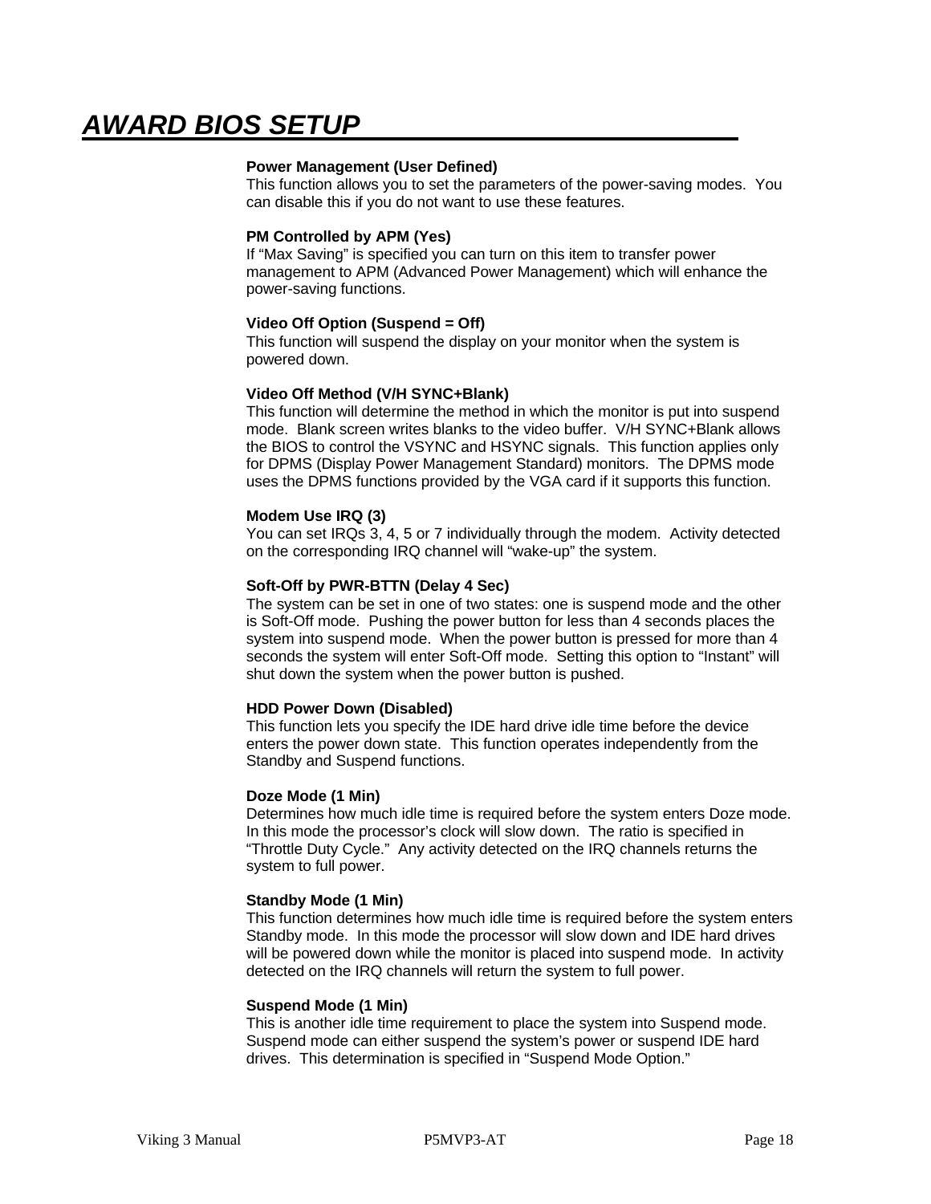# AWARD BIOS SETUP

**Power Management (User Defined)**
This function allows you to set the parameters of the power-saving modes. You can disable this if you do not want to use these features.

**PM Controlled by APM (Yes)**
If "Max Saving" is specified you can turn on this item to transfer power management to APM (Advanced Power Management) which will enhance the power-saving functions.

**Video Off Option (Suspend = Off)**
This function will suspend the display on your monitor when the system is powered down.

**Video Off Method (V/H SYNC+Blank)**
This function will determine the method in which the monitor is put into suspend mode. Blank screen writes blanks to the video buffer. V/H SYNC+Blank allows the BIOS to control the VSYNC and HSYNC signals. This function applies only for DPMS (Display Power Management Standard) monitors. The DPMS mode uses the DPMS functions provided by the VGA card if it supports this function.

**Modem Use IRQ (3)**
You can set IRQs 3, 4, 5 or 7 individually through the modem. Activity detected on the corresponding IRQ channel will "wake-up" the system.

**Soft-Off by PWR-BTTN (Delay 4 Sec)**
The system can be set in one of two states: one is suspend mode and the other is Soft-Off mode. Pushing the power button for less than 4 seconds places the system into suspend mode. When the power button is pressed for more than 4 seconds the system will enter Soft-Off mode. Setting this option to "Instant" will shut down the system when the power button is pushed.

**HDD Power Down (Disabled)**
This function lets you specify the IDE hard drive idle time before the device enters the power down state. This function operates independently from the Standby and Suspend functions.

**Doze Mode (1 Min)**
Determines how much idle time is required before the system enters Doze mode. In this mode the processor's clock will slow down. The ratio is specified in "Throttle Duty Cycle." Any activity detected on the IRQ channels returns the system to full power.

**Standby Mode (1 Min)**
This function determines how much idle time is required before the system enters Standby mode. In this mode the processor will slow down and IDE hard drives will be powered down while the monitor is placed into suspend mode. In activity detected on the IRQ channels will return the system to full power.

**Suspend Mode (1 Min)**
This is another idle time requirement to place the system into Suspend mode. Suspend mode can either suspend the system's power or suspend IDE hard drives. This determination is specified in "Suspend Mode Option."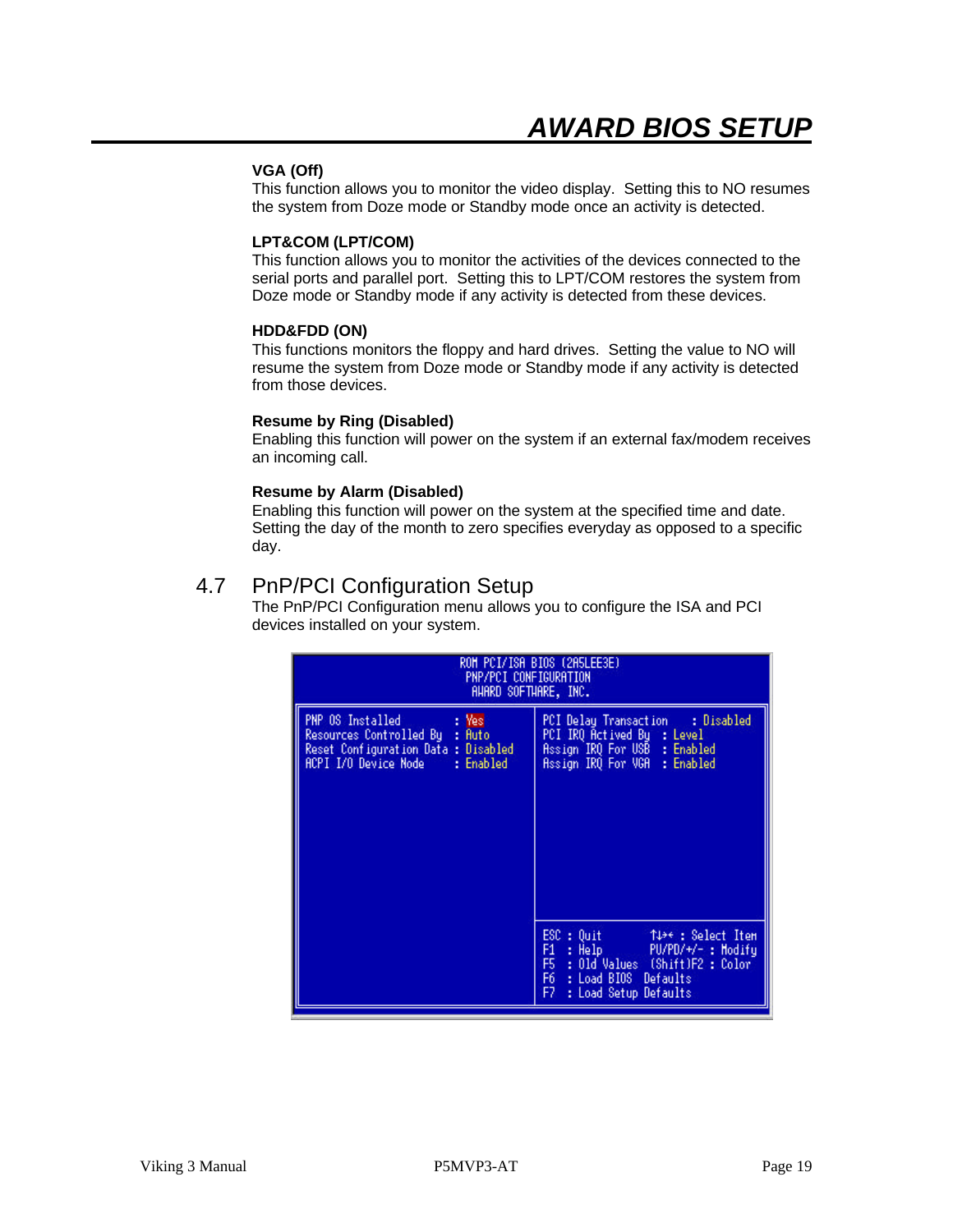**VGA (Off)**
This function allows you to monitor the video display. Setting this to NO resumes the system from Doze mode or Standby mode once an activity is detected.

**LPT&COM (LPT/COM)**
This function allows you to monitor the activities of the devices connected to the serial ports and parallel port. Setting this to LPT/COM restores the system from Doze mode or Standby mode if any activity is detected from these devices.

**HDD&FDD (ON)**
This functions monitors the floppy and hard drives. Setting the value to NO will resume the system from Doze mode or Standby mode if any activity is detected from those devices.

**Resume by Ring (Disabled)**
Enabling this function will power on the system if an external fax/modem receives an incoming call.

**Resume by Alarm (Disabled)**
Enabling this function will power on the system at the specified time and date. Setting the day of the month to zero specifies everyday as opposed to a specific day.

## 4.7 PnP/PCI Configuration Setup

The PnP/PCI Configuration menu allows you to configure the ISA and PCI devices installed on your system.

```
                 ROM PCI/ISA BIOS (2A5LEE3E)
                   PNP/PCI CONFIGURATION
                    AWARD SOFTWARE, INC.

PNP OS Installed        : Yes        PCI Delay Transaction   : Disabled
Resources Controlled By : Auto       PCI IRQ Actived By  : Level
Reset Configuration Data : Disabled  Assign IRQ For USB  : Enabled
ACPI I/O Device Node    : Enabled    Assign IRQ For VGA  : Enabled

                                     ESC : Quit        ↑↓→← : Select Item
                                     F1  : Help        PU/PD/+/- : Modify
                                     F5  : Old Values  (Shift)F2 : Color
                                     F6  : Load BIOS  Defaults
                                     F7  : Load Setup Defaults
```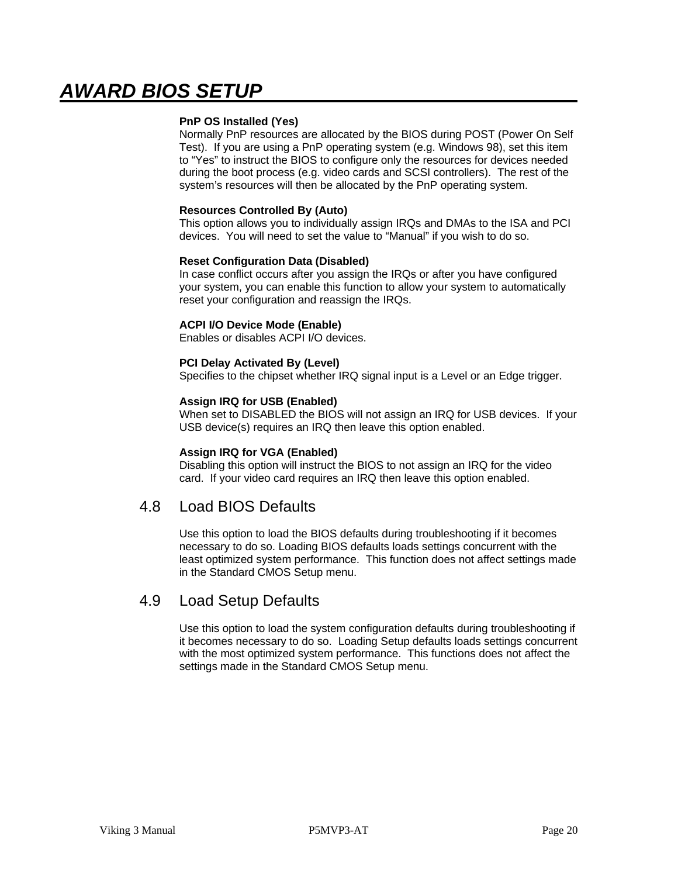# AWARD BIOS SETUP

**PnP OS Installed (Yes)**
Normally PnP resources are allocated by the BIOS during POST (Power On Self Test). If you are using a PnP operating system (e.g. Windows 98), set this item to “Yes” to instruct the BIOS to configure only the resources for devices needed during the boot process (e.g. video cards and SCSI controllers). The rest of the system’s resources will then be allocated by the PnP operating system.

**Resources Controlled By (Auto)**
This option allows you to individually assign IRQs and DMAs to the ISA and PCI devices. You will need to set the value to “Manual” if you wish to do so.

**Reset Configuration Data (Disabled)**
In case conflict occurs after you assign the IRQs or after you have configured your system, you can enable this function to allow your system to automatically reset your configuration and reassign the IRQs.

**ACPI I/O Device Mode (Enable)**
Enables or disables ACPI I/O devices.

**PCI Delay Activated By (Level)**
Specifies to the chipset whether IRQ signal input is a Level or an Edge trigger.

**Assign IRQ for USB (Enabled)**
When set to DISABLED the BIOS will not assign an IRQ for USB devices. If your USB device(s) requires an IRQ then leave this option enabled.

**Assign IRQ for VGA (Enabled)**
Disabling this option will instruct the BIOS to not assign an IRQ for the video card. If your video card requires an IRQ then leave this option enabled.

## 4.8 Load BIOS Defaults

Use this option to load the BIOS defaults during troubleshooting if it becomes necessary to do so. Loading BIOS defaults loads settings concurrent with the least optimized system performance. This function does not affect settings made in the Standard CMOS Setup menu.

## 4.9 Load Setup Defaults

Use this option to load the system configuration defaults during troubleshooting if it becomes necessary to do so. Loading Setup defaults loads settings concurrent with the most optimized system performance. This functions does not affect the settings made in the Standard CMOS Setup menu.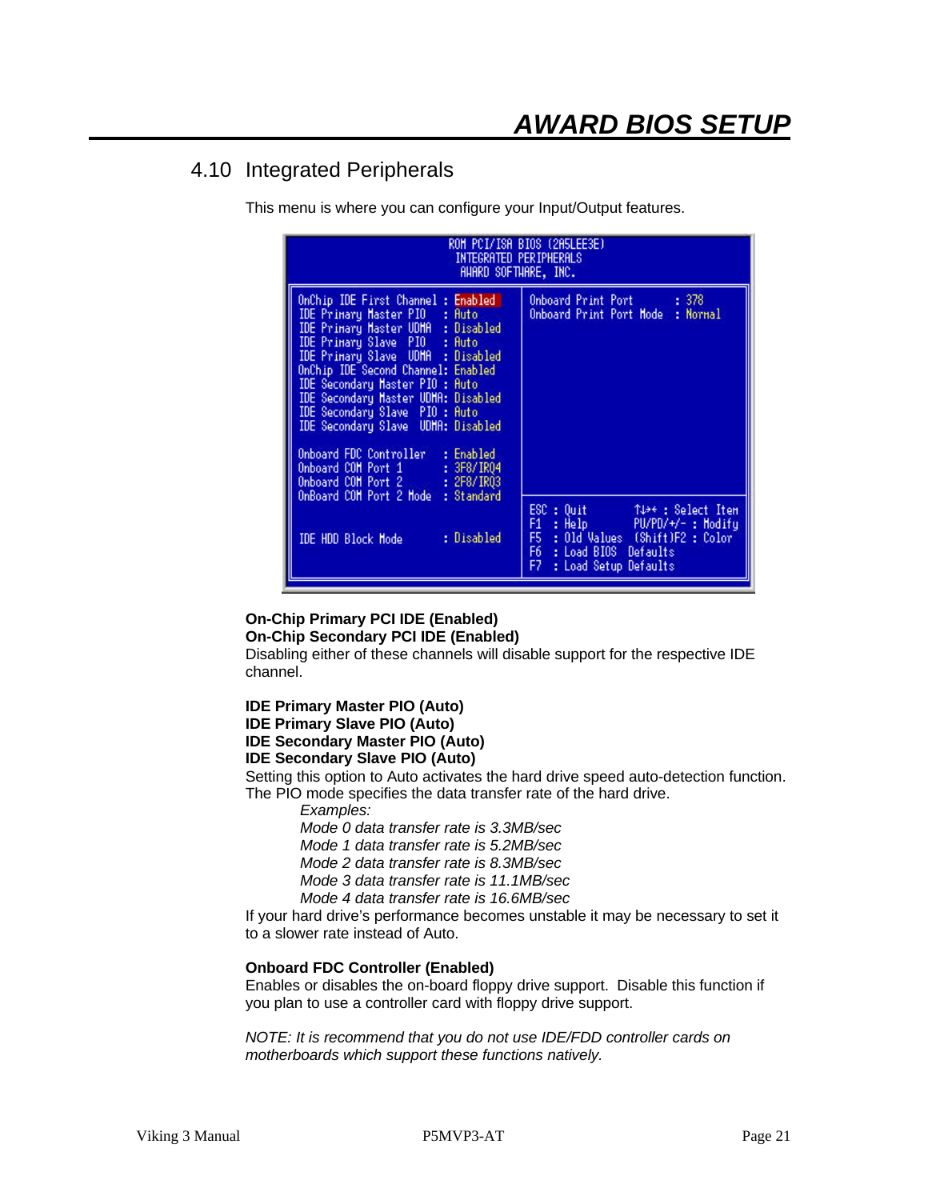# AWARD BIOS SETUP

## 4.10 Integrated Peripherals

This menu is where you can configure your Input/Output features.

```
ROM PCI/ISA BIOS (2A5LEE3E)
INTEGRATED PERIPHERALS
AWARD SOFTWARE, INC.

OnChip IDE First Channel : Enabled       Onboard Print Port      : 378
IDE Primary Master PIO   : Auto          Onboard Print Port Mode : Normal
IDE Primary Master UDMA  : Disabled
IDE Primary Slave  PIO   : Auto
IDE Primary Slave  UDMA  : Disabled
OnChip IDE Second Channel: Enabled
IDE Secondary Master PIO : Auto
IDE Secondary Master UDMA: Disabled
IDE Secondary Slave  PIO : Auto
IDE Secondary Slave  UDMA: Disabled

Onboard FDC Controller   : Enabled
Onboard COM Port 1       : 3F8/IRQ4
Onboard COM Port 2       : 2F8/IRQ3
OnBoard COM Port 2 Mode  : Standard
                                         ESC : Quit        ↑↓→← : Select Item
                                         F1  : Help        PU/PD/+/- : Modify
IDE HDD Block Mode       : Disabled      F5  : Old Values  (Shift)F2 : Color
                                         F6  : Load BIOS  Defaults
                                         F7  : Load Setup Defaults
```

**On-Chip Primary PCI IDE (Enabled)**
**On-Chip Secondary PCI IDE (Enabled)**
Disabling either of these channels will disable support for the respective IDE channel.

**IDE Primary Master PIO (Auto)**
**IDE Primary Slave PIO (Auto)**
**IDE Secondary Master PIO (Auto)**
**IDE Secondary Slave PIO (Auto)**
Setting this option to Auto activates the hard drive speed auto-detection function. The PIO mode specifies the data transfer rate of the hard drive.

*Examples:*
*Mode 0 data transfer rate is 3.3MB/sec*
*Mode 1 data transfer rate is 5.2MB/sec*
*Mode 2 data transfer rate is 8.3MB/sec*
*Mode 3 data transfer rate is 11.1MB/sec*
*Mode 4 data transfer rate is 16.6MB/sec*

If your hard drive's performance becomes unstable it may be necessary to set it to a slower rate instead of Auto.

**Onboard FDC Controller (Enabled)**
Enables or disables the on-board floppy drive support. Disable this function if you plan to use a controller card with floppy drive support.

*NOTE: It is recommend that you do not use IDE/FDD controller cards on motherboards which support these functions natively.*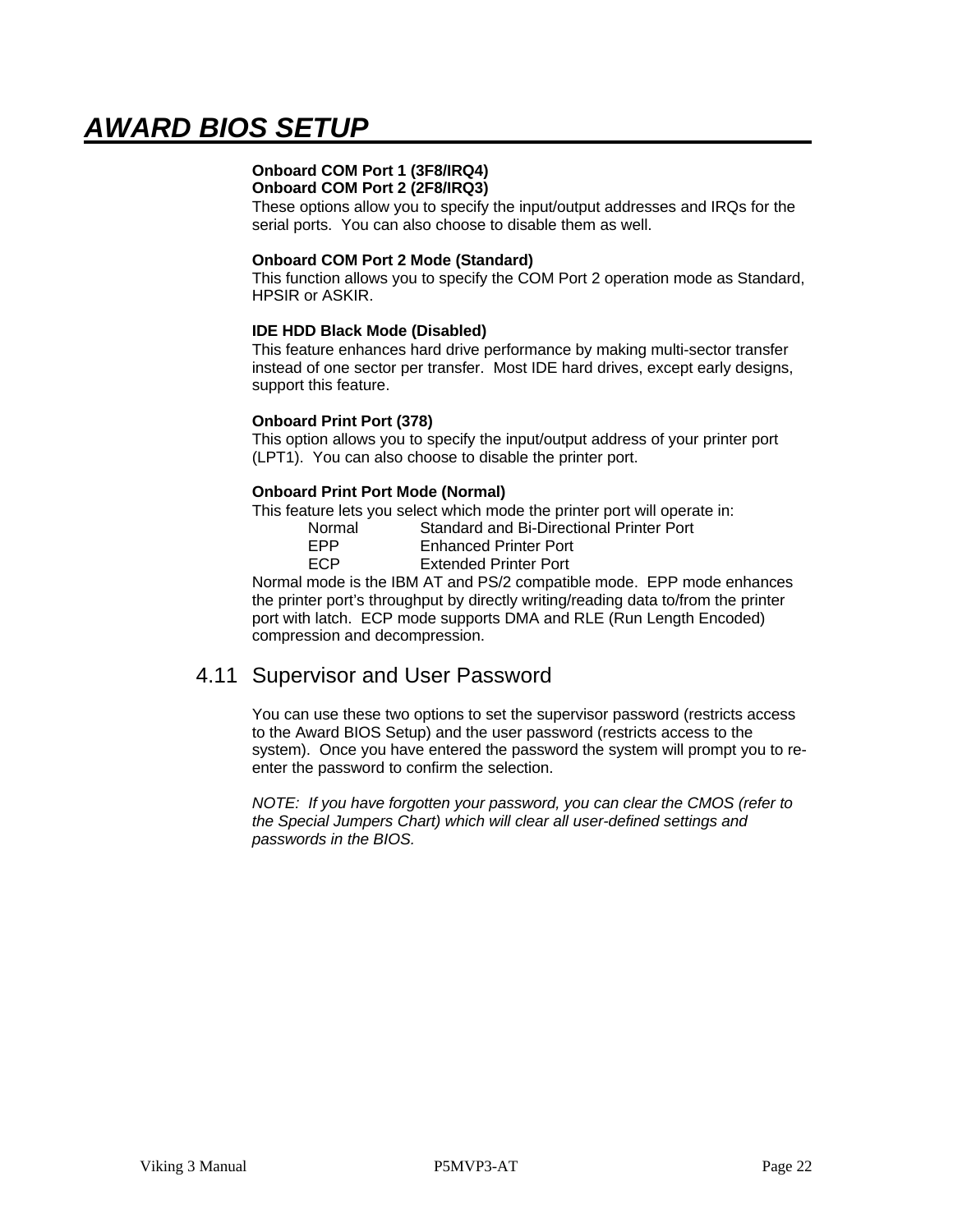# AWARD BIOS SETUP

**Onboard COM Port 1 (3F8/IRQ4)**
**Onboard COM Port 2 (2F8/IRQ3)**
These options allow you to specify the input/output addresses and IRQs for the serial ports. You can also choose to disable them as well.

**Onboard COM Port 2 Mode (Standard)**
This function allows you to specify the COM Port 2 operation mode as Standard, HPSIR or ASKIR.

**IDE HDD Black Mode (Disabled)**
This feature enhances hard drive performance by making multi-sector transfer instead of one sector per transfer. Most IDE hard drives, except early designs, support this feature.

**Onboard Print Port (378)**
This option allows you to specify the input/output address of your printer port (LPT1). You can also choose to disable the printer port.

**Onboard Print Port Mode (Normal)**
This feature lets you select which mode the printer port will operate in:

| | |
|---|---|
| Normal | Standard and Bi-Directional Printer Port |
| EPP | Enhanced Printer Port |
| ECP | Extended Printer Port |

Normal mode is the IBM AT and PS/2 compatible mode. EPP mode enhances the printer port's throughput by directly writing/reading data to/from the printer port with latch. ECP mode supports DMA and RLE (Run Length Encoded) compression and decompression.

## 4.11 Supervisor and User Password

You can use these two options to set the supervisor password (restricts access to the Award BIOS Setup) and the user password (restricts access to the system). Once you have entered the password the system will prompt you to re-enter the password to confirm the selection.

*NOTE: If you have forgotten your password, you can clear the CMOS (refer to the Special Jumpers Chart) which will clear all user-defined settings and passwords in the BIOS.*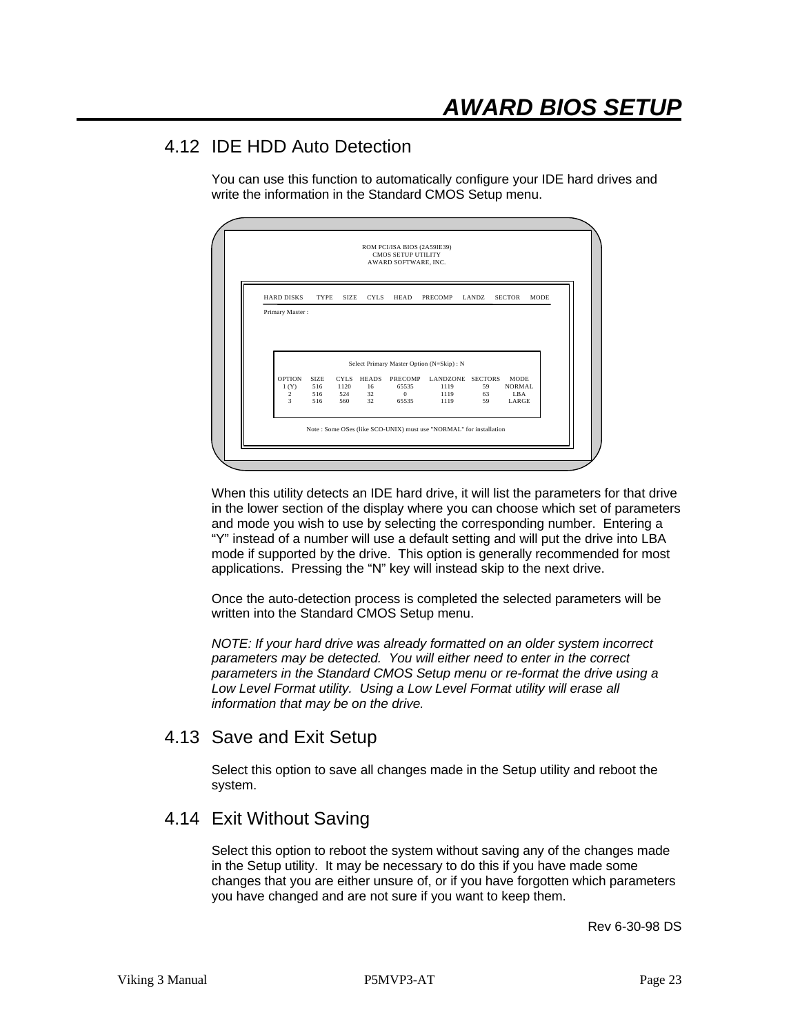# AWARD BIOS SETUP

## 4.12 IDE HDD Auto Detection

You can use this function to automatically configure your IDE hard drives and write the information in the Standard CMOS Setup menu.

```
                    ROM PCI/ISA BIOS (2A59IE39)
                       CMOS SETUP UTILITY
                      AWARD SOFTWARE, INC.

HARD DISKS    TYPE   SIZE   CYLS   HEAD   PRECOMP   LANDZ   SECTOR   MODE
Primary Master :

              Select Primary Master Option (N=Skip) : N

OPTION   SIZE   CYLS   HEADS   PRECOMP   LANDZONE   SECTORS   MODE
 1 (Y)   516    1120   16      65535     1119       59        NORMAL
 2       516    524    32      0         1119       63        LBA
 3       516    560    32      65535     1119       59        LARGE

    Note : Some OSes (like SCO-UNIX) must use "NORMAL" for installation
```

When this utility detects an IDE hard drive, it will list the parameters for that drive in the lower section of the display where you can choose which set of parameters and mode you wish to use by selecting the corresponding number. Entering a “Y” instead of a number will use a default setting and will put the drive into LBA mode if supported by the drive. This option is generally recommended for most applications. Pressing the “N” key will instead skip to the next drive.

Once the auto-detection process is completed the selected parameters will be written into the Standard CMOS Setup menu.

*NOTE: If your hard drive was already formatted on an older system incorrect parameters may be detected. You will either need to enter in the correct parameters in the Standard CMOS Setup menu or re-format the drive using a Low Level Format utility. Using a Low Level Format utility will erase all information that may be on the drive.*

## 4.13 Save and Exit Setup

Select this option to save all changes made in the Setup utility and reboot the system.

## 4.14 Exit Without Saving

Select this option to reboot the system without saving any of the changes made in the Setup utility. It may be necessary to do this if you have made some changes that you are either unsure of, or if you have forgotten which parameters you have changed and are not sure if you want to keep them.

Rev 6-30-98 DS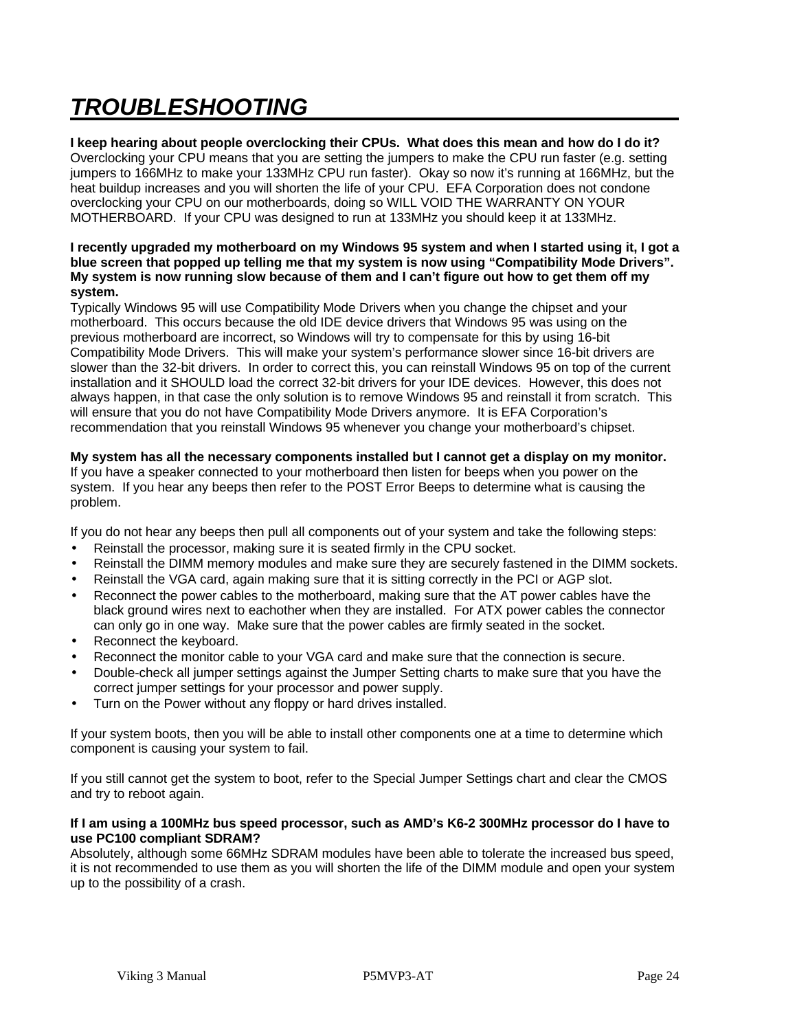# *TROUBLESHOOTING*

**I keep hearing about people overclocking their CPUs.  What does this mean and how do I do it?**
Overclocking your CPU means that you are setting the jumpers to make the CPU run faster (e.g. setting jumpers to 166MHz to make your 133MHz CPU run faster).  Okay so now it's running at 166MHz, but the heat buildup increases and you will shorten the life of your CPU.  EFA Corporation does not condone overclocking your CPU on our motherboards, doing so WILL VOID THE WARRANTY ON YOUR MOTHERBOARD.  If your CPU was designed to run at 133MHz you should keep it at 133MHz.

**I recently upgraded my motherboard on my Windows 95 system and when I started using it, I got a blue screen that popped up telling me that my system is now using "Compatibility Mode Drivers". My system is now running slow because of them and I can't figure out how to get them off my system.**
Typically Windows 95 will use Compatibility Mode Drivers when you change the chipset and your motherboard.  This occurs because the old IDE device drivers that Windows 95 was using on the previous motherboard are incorrect, so Windows will try to compensate for this by using 16-bit Compatibility Mode Drivers.  This will make your system's performance slower since 16-bit drivers are slower than the 32-bit drivers.  In order to correct this, you can reinstall Windows 95 on top of the current installation and it SHOULD load the correct 32-bit drivers for your IDE devices.  However, this does not always happen, in that case the only solution is to remove Windows 95 and reinstall it from scratch.  This will ensure that you do not have Compatibility Mode Drivers anymore.  It is EFA Corporation's recommendation that you reinstall Windows 95 whenever you change your motherboard's chipset.

**My system has all the necessary components installed but I cannot get a display on my monitor.**
If you have a speaker connected to your motherboard then listen for beeps when you power on the system.  If you hear any beeps then refer to the POST Error Beeps to determine what is causing the problem.

If you do not hear any beeps then pull all components out of your system and take the following steps:

- Reinstall the processor, making sure it is seated firmly in the CPU socket.
- Reinstall the DIMM memory modules and make sure they are securely fastened in the DIMM sockets.
- Reinstall the VGA card, again making sure that it is sitting correctly in the PCI or AGP slot.
- Reconnect the power cables to the motherboard, making sure that the AT power cables have the black ground wires next to eachother when they are installed.  For ATX power cables the connector can only go in one way.  Make sure that the power cables are firmly seated in the socket.
- Reconnect the keyboard.
- Reconnect the monitor cable to your VGA card and make sure that the connection is secure.
- Double-check all jumper settings against the Jumper Setting charts to make sure that you have the correct jumper settings for your processor and power supply.
- Turn on the Power without any floppy or hard drives installed.

If your system boots, then you will be able to install other components one at a time to determine which component is causing your system to fail.

If you still cannot get the system to boot, refer to the Special Jumper Settings chart and clear the CMOS and try to reboot again.

**If I am using a 100MHz bus speed processor, such as AMD's K6-2 300MHz processor do I have to use PC100 compliant SDRAM?**
Absolutely, although some 66MHz SDRAM modules have been able to tolerate the increased bus speed, it is not recommended to use them as you will shorten the life of the DIMM module and open your system up to the possibility of a crash.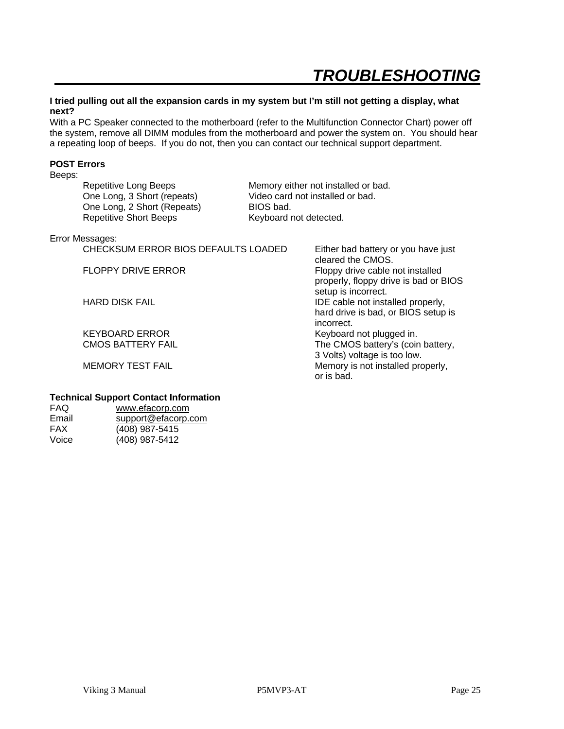# TROUBLESHOOTING

**I tried pulling out all the expansion cards in my system but I'm still not getting a display, what next?**

With a PC Speaker connected to the motherboard (refer to the Multifunction Connector Chart) power off the system, remove all DIMM modules from the motherboard and power the system on. You should hear a repeating loop of beeps. If you do not, then you can contact our technical support department.

**POST Errors**

Beeps:

| | |
|---|---|
| Repetitive Long Beeps | Memory either not installed or bad. |
| One Long, 3 Short (repeats) | Video card not installed or bad. |
| One Long, 2 Short (Repeats) | BIOS bad. |
| Repetitive Short Beeps | Keyboard not detected. |

Error Messages:

| | |
|---|---|
| CHECKSUM ERROR BIOS DEFAULTS LOADED | Either bad battery or you have just cleared the CMOS. |
| FLOPPY DRIVE ERROR | Floppy drive cable not installed properly, floppy drive is bad or BIOS setup is incorrect. |
| HARD DISK FAIL | IDE cable not installed properly, hard drive is bad, or BIOS setup is incorrect. |
| KEYBOARD ERROR | Keyboard not plugged in. |
| CMOS BATTERY FAIL | The CMOS battery's (coin battery, 3 Volts) voltage is too low. |
| MEMORY TEST FAIL | Memory is not installed properly, or is bad. |

**Technical Support Contact Information**

| | |
|---|---|
| FAQ | www.efacorp.com |
| Email | support@efacorp.com |
| FAX | (408) 987-5415 |
| Voice | (408) 987-5412 |